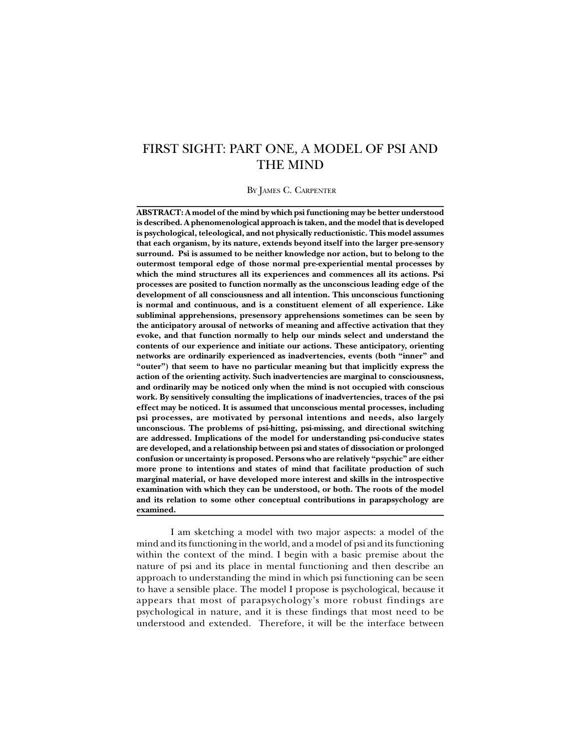# FIRST SIGHT: PART ONE, A MODEL OF PSI AND THE MIND

By James C. Carpenter

**ABSTRACT: A model of the mind by which psi functioning may be better understood is described. A phenomenological approach is taken, and the model that is developed is psychological, teleological, and not physically reductionistic. This model assumes that each organism, by its nature, extends beyond itself into the larger pre-sensory surround. Psi is assumed to be neither knowledge nor action, but to belong to the outermost temporal edge of those normal pre-experiential mental processes by which the mind structures all its experiences and commences all its actions. Psi processes are posited to function normally as the unconscious leading edge of the development of all consciousness and all intention. This unconscious functioning is normal and continuous, and is a constituent element of all experience. Like subliminal apprehensions, presensory apprehensions sometimes can be seen by the anticipatory arousal of networks of meaning and affective activation that they evoke, and that function normally to help our minds select and understand the contents of our experience and initiate our actions. These anticipatory, orienting networks are ordinarily experienced as inadvertencies, events (both "inner" and "outer") that seem to have no particular meaning but that implicitly express the action of the orienting activity. Such inadvertencies are marginal to consciousness, and ordinarily may be noticed only when the mind is not occupied with conscious work. By sensitively consulting the implications of inadvertencies, traces of the psi effect may be noticed. It is assumed that unconscious mental processes, including psi processes, are motivated by personal intentions and needs, also largely unconscious. The problems of psi-hitting, psi-missing, and directional switching are addressed. Implications of the model for understanding psi-conducive states are developed, and a relationship between psi and states of dissociation or prolonged confusion or uncertainty is proposed. Persons who are relatively "psychic" are either more prone to intentions and states of mind that facilitate production of such marginal material, or have developed more interest and skills in the introspective examination with which they can be understood, or both. The roots of the model and its relation to some other conceptual contributions in parapsychology are examined.**

I am sketching a model with two major aspects: a model of the mind and its functioning in the world, and a model of psi and its functioning within the context of the mind. I begin with a basic premise about the nature of psi and its place in mental functioning and then describe an approach to understanding the mind in which psi functioning can be seen to have a sensible place. The model I propose is psychological, because it appears that most of parapsychology's more robust findings are psychological in nature, and it is these findings that most need to be understood and extended. Therefore, it will be the interface between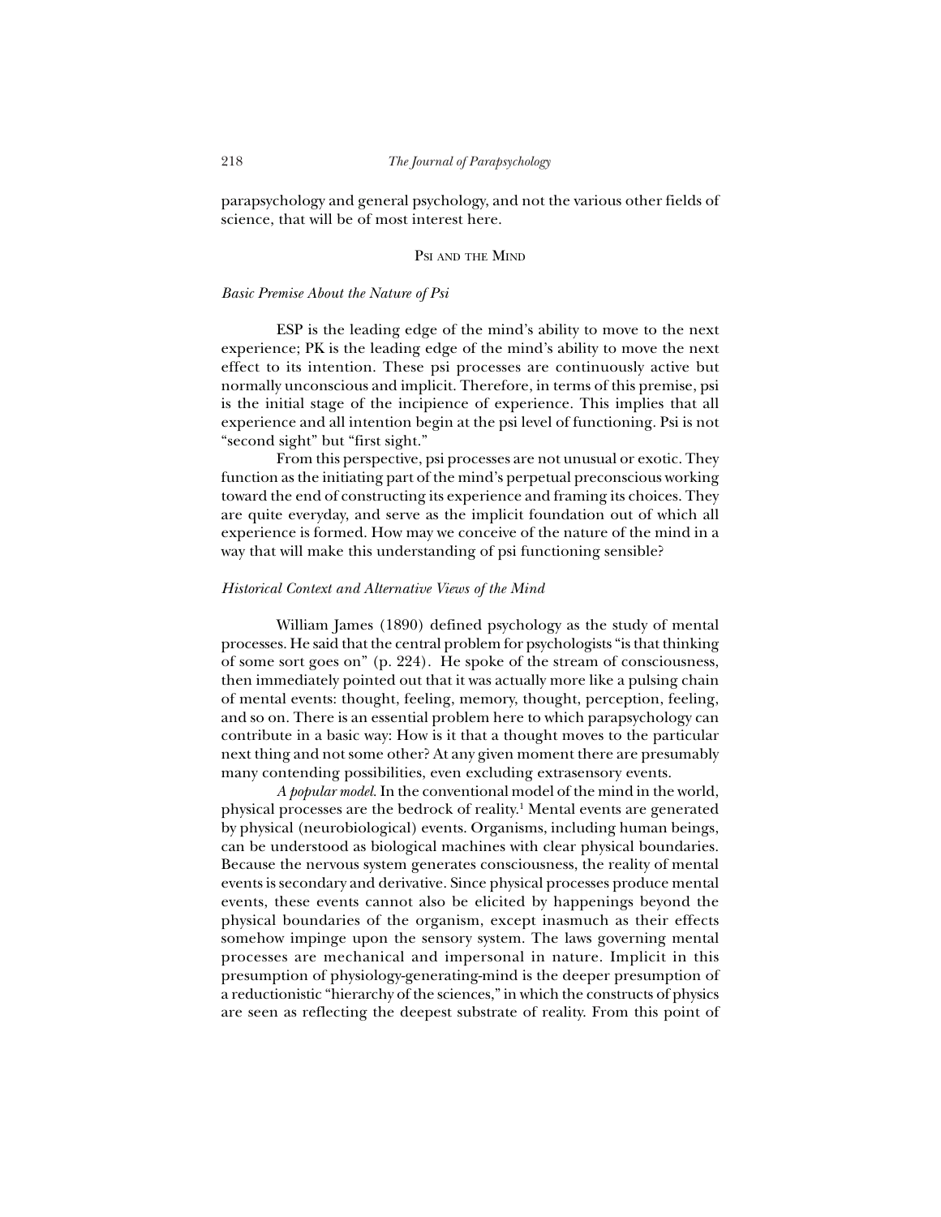parapsychology and general psychology, and not the various other fields of science, that will be of most interest here.

## Psi and the Mind

### *Basic Premise About the Nature of Psi*

ESP is the leading edge of the mind's ability to move to the next experience; PK is the leading edge of the mind's ability to move the next effect to its intention. These psi processes are continuously active but normally unconscious and implicit. Therefore, in terms of this premise, psi is the initial stage of the incipience of experience. This implies that all experience and all intention begin at the psi level of functioning. Psi is not "second sight" but "first sight."

From this perspective, psi processes are not unusual or exotic. They function as the initiating part of the mind's perpetual preconscious working toward the end of constructing its experience and framing its choices. They are quite everyday, and serve as the implicit foundation out of which all experience is formed. How may we conceive of the nature of the mind in a way that will make this understanding of psi functioning sensible?

### *Historical Context and Alternative Views of the Mind*

William James (1890) defined psychology as the study of mental processes. He said that the central problem for psychologists "is that thinking of some sort goes on" (p. 224). He spoke of the stream of consciousness, then immediately pointed out that it was actually more like a pulsing chain of mental events: thought, feeling, memory, thought, perception, feeling, and so on. There is an essential problem here to which parapsychology can contribute in a basic way: How is it that a thought moves to the particular next thing and not some other? At any given moment there are presumably many contending possibilities, even excluding extrasensory events.

*A popular model.* In the conventional model of the mind in the world, physical processes are the bedrock of reality.[1] Mental events are generated by physical (neurobiological) events. Organisms, including human beings, can be understood as biological machines with clear physical boundaries. Because the nervous system generates consciousness, the reality of mental events is secondary and derivative. Since physical processes produce mental events, these events cannot also be elicited by happenings beyond the physical boundaries of the organism, except inasmuch as their effects somehow impinge upon the sensory system. The laws governing mental processes are mechanical and impersonal in nature. Implicit in this presumption of physiology-generating-mind is the deeper presumption of a reductionistic "hierarchy of the sciences," in which the constructs of physics are seen as reflecting the deepest substrate of reality. From this point of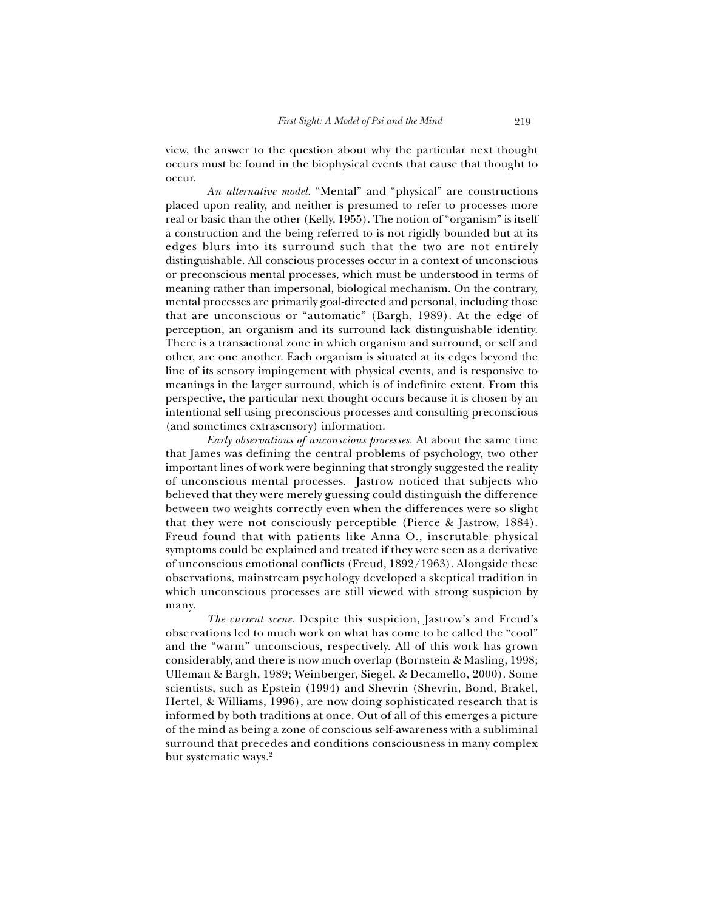view, the answer to the question about why the particular next thought occurs must be found in the biophysical events that cause that thought to occur.

*An alternative model*. "Mental" and "physical" are constructions placed upon reality, and neither is presumed to refer to processes more real or basic than the other (Kelly, 1955). The notion of "organism" is itself a construction and the being referred to is not rigidly bounded but at its edges blurs into its surround such that the two are not entirely distinguishable. All conscious processes occur in a context of unconscious or preconscious mental processes, which must be understood in terms of meaning rather than impersonal, biological mechanism. On the contrary, mental processes are primarily goal-directed and personal, including those that are unconscious or "automatic" (Bargh, 1989). At the edge of perception, an organism and its surround lack distinguishable identity. There is a transactional zone in which organism and surround, or self and other, are one another. Each organism is situated at its edges beyond the line of its sensory impingement with physical events, and is responsive to meanings in the larger surround, which is of indefinite extent. From this perspective, the particular next thought occurs because it is chosen by an intentional self using preconscious processes and consulting preconscious (and sometimes extrasensory) information.

*Early observations of unconscious processes*. At about the same time that James was defining the central problems of psychology, two other important lines of work were beginning that strongly suggested the reality of unconscious mental processes. Jastrow noticed that subjects who believed that they were merely guessing could distinguish the difference between two weights correctly even when the differences were so slight that they were not consciously perceptible (Pierce & Jastrow, 1884). Freud found that with patients like Anna O., inscrutable physical symptoms could be explained and treated if they were seen as a derivative of unconscious emotional conflicts (Freud, 1892/1963). Alongside these observations, mainstream psychology developed a skeptical tradition in which unconscious processes are still viewed with strong suspicion by many.

*The current scene*. Despite this suspicion, Jastrow's and Freud's observations led to much work on what has come to be called the "cool" and the "warm" unconscious, respectively. All of this work has grown considerably, and there is now much overlap (Bornstein & Masling, 1998; Ulleman & Bargh, 1989; Weinberger, Siegel, & Decamello, 2000). Some scientists, such as Epstein (1994) and Shevrin (Shevrin, Bond, Brakel, Hertel, & Williams, 1996), are now doing sophisticated research that is informed by both traditions at once. Out of all of this emerges a picture of the mind as being a zone of conscious self-awareness with a subliminal surround that precedes and conditions consciousness in many complex but systematic ways.[2]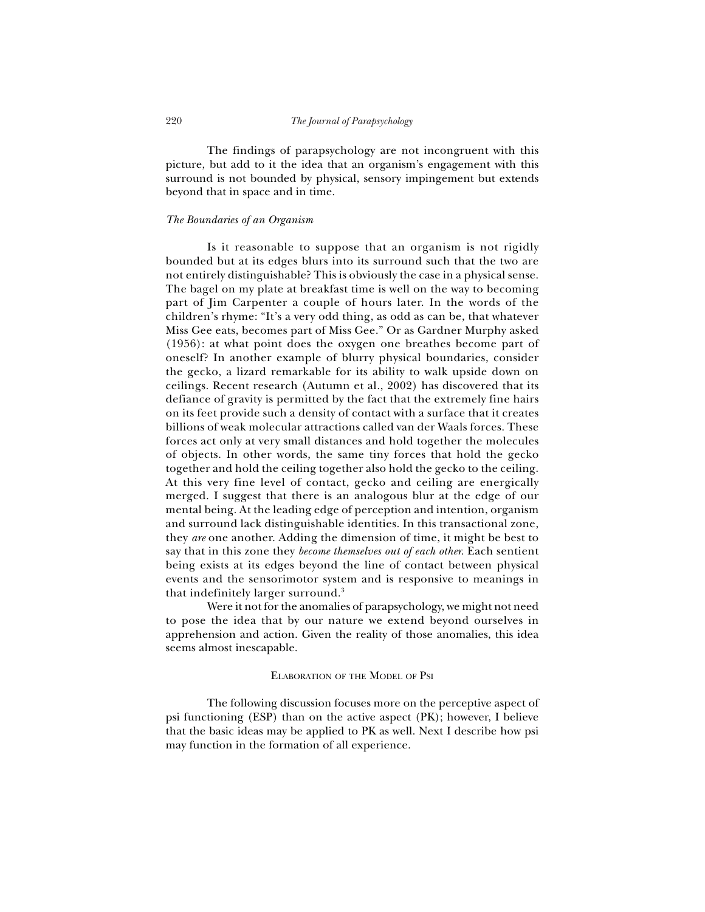The findings of parapsychology are not incongruent with this picture, but add to it the idea that an organism's engagement with this surround is not bounded by physical, sensory impingement but extends beyond that in space and in time.

### *The Boundaries of an Organism*

Is it reasonable to suppose that an organism is not rigidly bounded but at its edges blurs into its surround such that the two are not entirely distinguishable? This is obviously the case in a physical sense. The bagel on my plate at breakfast time is well on the way to becoming part of Jim Carpenter a couple of hours later. In the words of the children's rhyme: "It's a very odd thing, as odd as can be, that whatever Miss Gee eats, becomes part of Miss Gee." Or as Gardner Murphy asked (1956): at what point does the oxygen one breathes become part of oneself? In another example of blurry physical boundaries, consider the gecko, a lizard remarkable for its ability to walk upside down on ceilings. Recent research (Autumn et al., 2002) has discovered that its defiance of gravity is permitted by the fact that the extremely fine hairs on its feet provide such a density of contact with a surface that it creates billions of weak molecular attractions called van der Waals forces. These forces act only at very small distances and hold together the molecules of objects. In other words, the same tiny forces that hold the gecko together and hold the ceiling together also hold the gecko to the ceiling. At this very fine level of contact, gecko and ceiling are energically merged. I suggest that there is an analogous blur at the edge of our mental being. At the leading edge of perception and intention, organism and surround lack distinguishable identities. In this transactional zone, they *are* one another. Adding the dimension of time, it might be best to say that in this zone they *become themselves out of each other*. Each sentient being exists at its edges beyond the line of contact between physical events and the sensorimotor system and is responsive to meanings in that indefinitely larger surround.[3]

Were it not for the anomalies of parapsychology, we might not need to pose the idea that by our nature we extend beyond ourselves in apprehension and action. Given the reality of those anomalies, this idea seems almost inescapable.

## Elaboration of the Model of Psi

The following discussion focuses more on the perceptive aspect of psi functioning (ESP) than on the active aspect (PK); however, I believe that the basic ideas may be applied to PK as well. Next I describe how psi may function in the formation of all experience.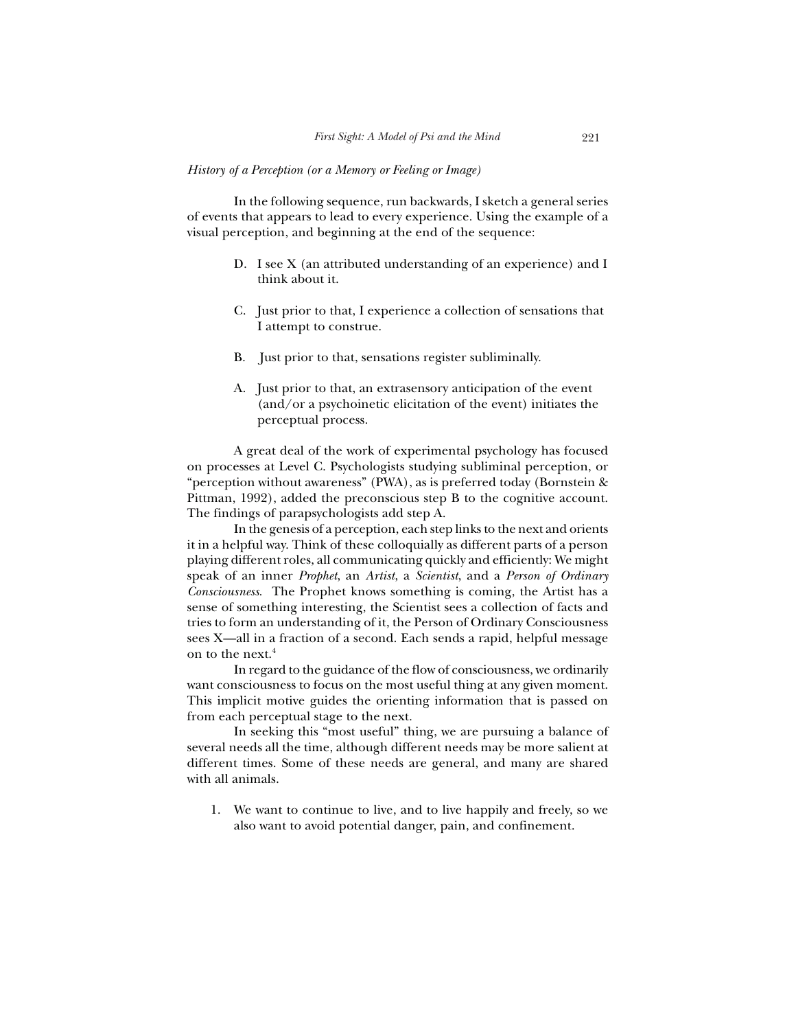*History of a Perception (or a Memory or Feeling or Image)*

In the following sequence, run backwards, I sketch a general series of events that appears to lead to every experience. Using the example of a visual perception, and beginning at the end of the sequence:

D. I see X (an attributed understanding of an experience) and I think about it.

C. Just prior to that, I experience a collection of sensations that I attempt to construe.

B. Just prior to that, sensations register subliminally.

A. Just prior to that, an extrasensory anticipation of the event (and/or a psychoinetic elicitation of the event) initiates the perceptual process.

A great deal of the work of experimental psychology has focused on processes at Level C. Psychologists studying subliminal perception, or "perception without awareness" (PWA), as is preferred today (Bornstein & Pittman, 1992), added the preconscious step B to the cognitive account. The findings of parapsychologists add step A.

In the genesis of a perception, each step links to the next and orients it in a helpful way. Think of these colloquially as different parts of a person playing different roles, all communicating quickly and efficiently: We might speak of an inner *Prophet*, an *Artist*, a *Scientist*, and a *Person of Ordinary Consciousness*. The Prophet knows something is coming, the Artist has a sense of something interesting, the Scientist sees a collection of facts and tries to form an understanding of it, the Person of Ordinary Consciousness sees X—all in a fraction of a second. Each sends a rapid, helpful message on to the next.[4]

In regard to the guidance of the flow of consciousness, we ordinarily want consciousness to focus on the most useful thing at any given moment. This implicit motive guides the orienting information that is passed on from each perceptual stage to the next.

In seeking this "most useful" thing, we are pursuing a balance of several needs all the time, although different needs may be more salient at different times. Some of these needs are general, and many are shared with all animals.

1. We want to continue to live, and to live happily and freely, so we also want to avoid potential danger, pain, and confinement.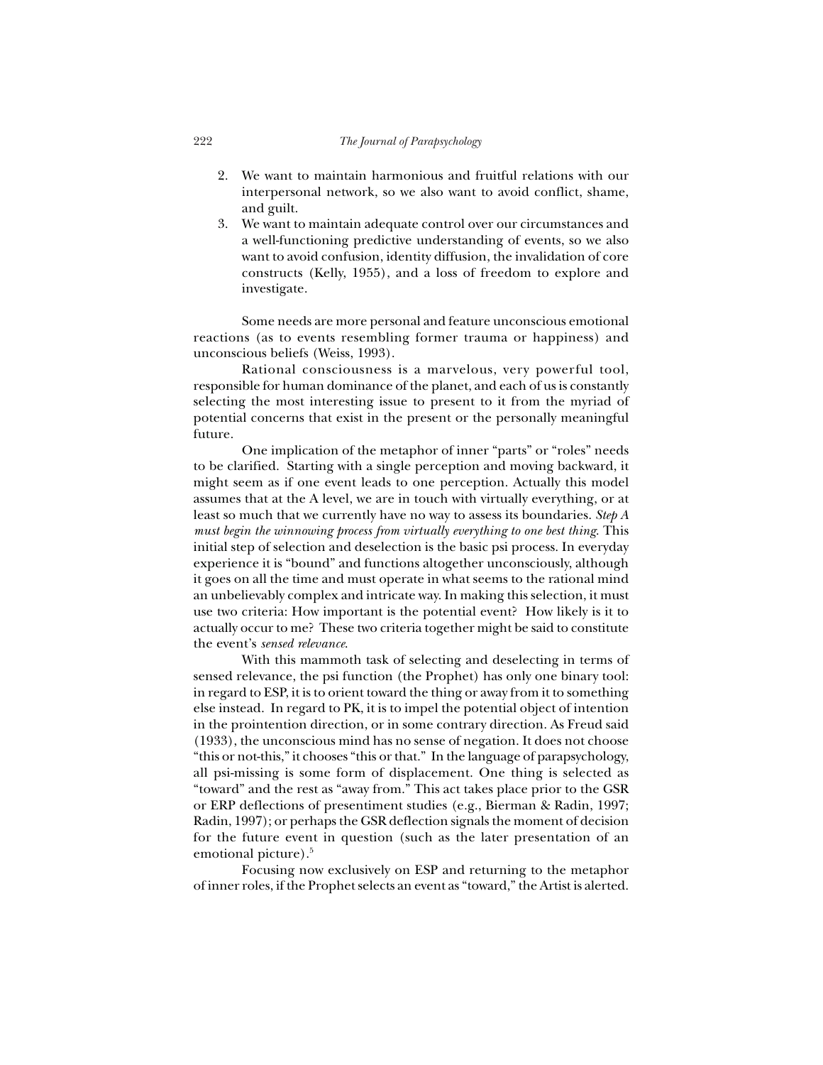2. We want to maintain harmonious and fruitful relations with our interpersonal network, so we also want to avoid conflict, shame, and guilt.
3. We want to maintain adequate control over our circumstances and a well-functioning predictive understanding of events, so we also want to avoid confusion, identity diffusion, the invalidation of core constructs (Kelly, 1955), and a loss of freedom to explore and investigate.

Some needs are more personal and feature unconscious emotional reactions (as to events resembling former trauma or happiness) and unconscious beliefs (Weiss, 1993).

Rational consciousness is a marvelous, very powerful tool, responsible for human dominance of the planet, and each of us is constantly selecting the most interesting issue to present to it from the myriad of potential concerns that exist in the present or the personally meaningful future.

One implication of the metaphor of inner "parts" or "roles" needs to be clarified. Starting with a single perception and moving backward, it might seem as if one event leads to one perception. Actually this model assumes that at the A level, we are in touch with virtually everything, or at least so much that we currently have no way to assess its boundaries. *Step A must begin the winnowing process from virtually everything to one best thing.* This initial step of selection and deselection is the basic psi process. In everyday experience it is "bound" and functions altogether unconsciously, although it goes on all the time and must operate in what seems to the rational mind an unbelievably complex and intricate way. In making this selection, it must use two criteria: How important is the potential event? How likely is it to actually occur to me? These two criteria together might be said to constitute the event's *sensed relevance*.

With this mammoth task of selecting and deselecting in terms of sensed relevance, the psi function (the Prophet) has only one binary tool: in regard to ESP, it is to orient toward the thing or away from it to something else instead. In regard to PK, it is to impel the potential object of intention in the prointention direction, or in some contrary direction. As Freud said (1933), the unconscious mind has no sense of negation. It does not choose "this or not-this," it chooses "this or that." In the language of parapsychology, all psi-missing is some form of displacement. One thing is selected as "toward" and the rest as "away from." This act takes place prior to the GSR or ERP deflections of presentiment studies (e.g., Bierman & Radin, 1997; Radin, 1997); or perhaps the GSR deflection signals the moment of decision for the future event in question (such as the later presentation of an emotional picture).[5]

Focusing now exclusively on ESP and returning to the metaphor of inner roles, if the Prophet selects an event as "toward," the Artist is alerted.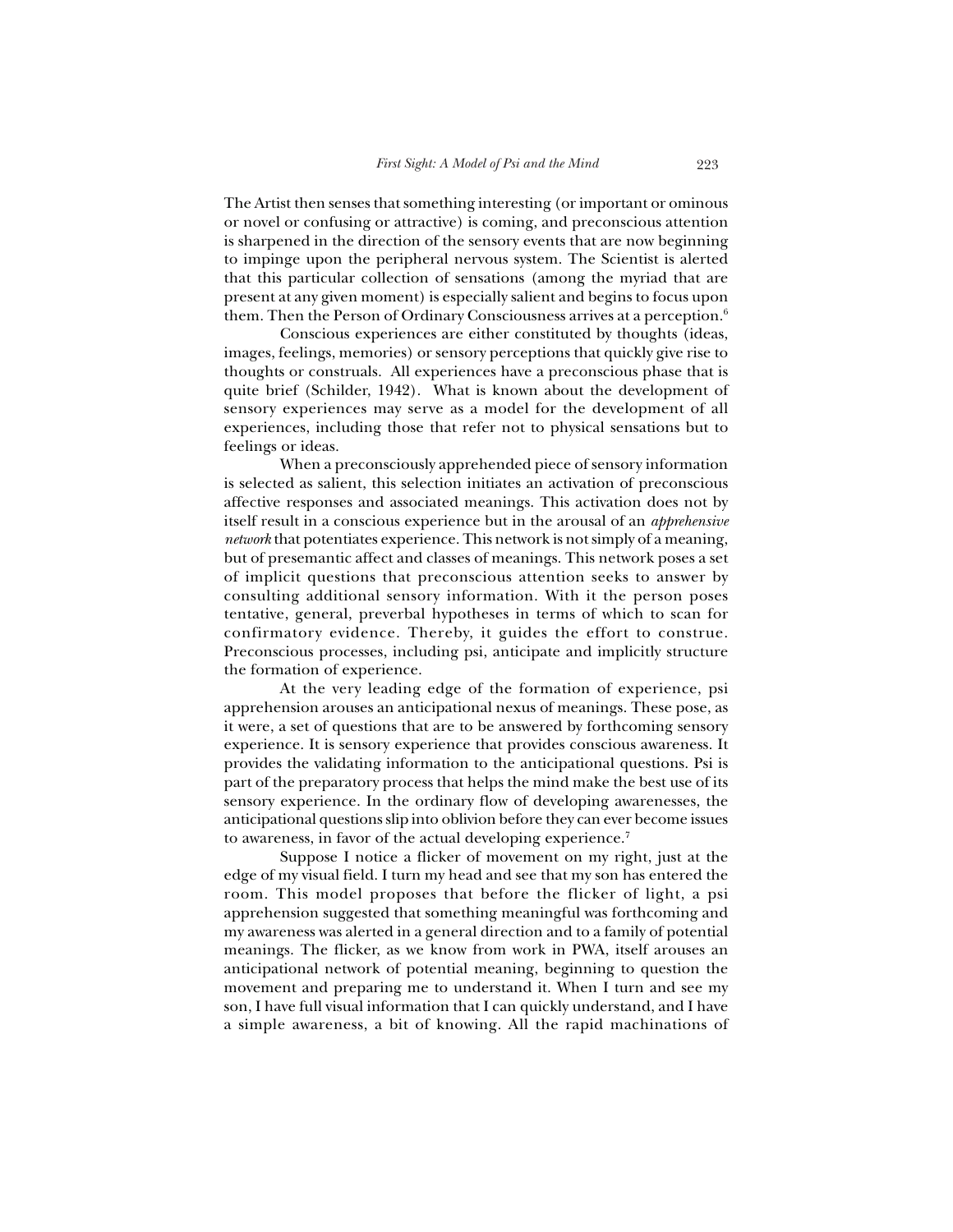The Artist then senses that something interesting (or important or ominous or novel or confusing or attractive) is coming, and preconscious attention is sharpened in the direction of the sensory events that are now beginning to impinge upon the peripheral nervous system. The Scientist is alerted that this particular collection of sensations (among the myriad that are present at any given moment) is especially salient and begins to focus upon them. Then the Person of Ordinary Consciousness arrives at a perception.[6]

Conscious experiences are either constituted by thoughts (ideas, images, feelings, memories) or sensory perceptions that quickly give rise to thoughts or construals. All experiences have a preconscious phase that is quite brief (Schilder, 1942). What is known about the development of sensory experiences may serve as a model for the development of all experiences, including those that refer not to physical sensations but to feelings or ideas.

When a preconsciously apprehended piece of sensory information is selected as salient, this selection initiates an activation of preconscious affective responses and associated meanings. This activation does not by itself result in a conscious experience but in the arousal of an *apprehensive network* that potentiates experience. This network is not simply of a meaning, but of presemantic affect and classes of meanings. This network poses a set of implicit questions that preconscious attention seeks to answer by consulting additional sensory information. With it the person poses tentative, general, preverbal hypotheses in terms of which to scan for confirmatory evidence. Thereby, it guides the effort to construe. Preconscious processes, including psi, anticipate and implicitly structure the formation of experience.

At the very leading edge of the formation of experience, psi apprehension arouses an anticipational nexus of meanings. These pose, as it were, a set of questions that are to be answered by forthcoming sensory experience. It is sensory experience that provides conscious awareness. It provides the validating information to the anticipational questions. Psi is part of the preparatory process that helps the mind make the best use of its sensory experience. In the ordinary flow of developing awarenesses, the anticipational questions slip into oblivion before they can ever become issues to awareness, in favor of the actual developing experience.[7]

Suppose I notice a flicker of movement on my right, just at the edge of my visual field. I turn my head and see that my son has entered the room. This model proposes that before the flicker of light, a psi apprehension suggested that something meaningful was forthcoming and my awareness was alerted in a general direction and to a family of potential meanings. The flicker, as we know from work in PWA, itself arouses an anticipational network of potential meaning, beginning to question the movement and preparing me to understand it. When I turn and see my son, I have full visual information that I can quickly understand, and I have a simple awareness, a bit of knowing. All the rapid machinations of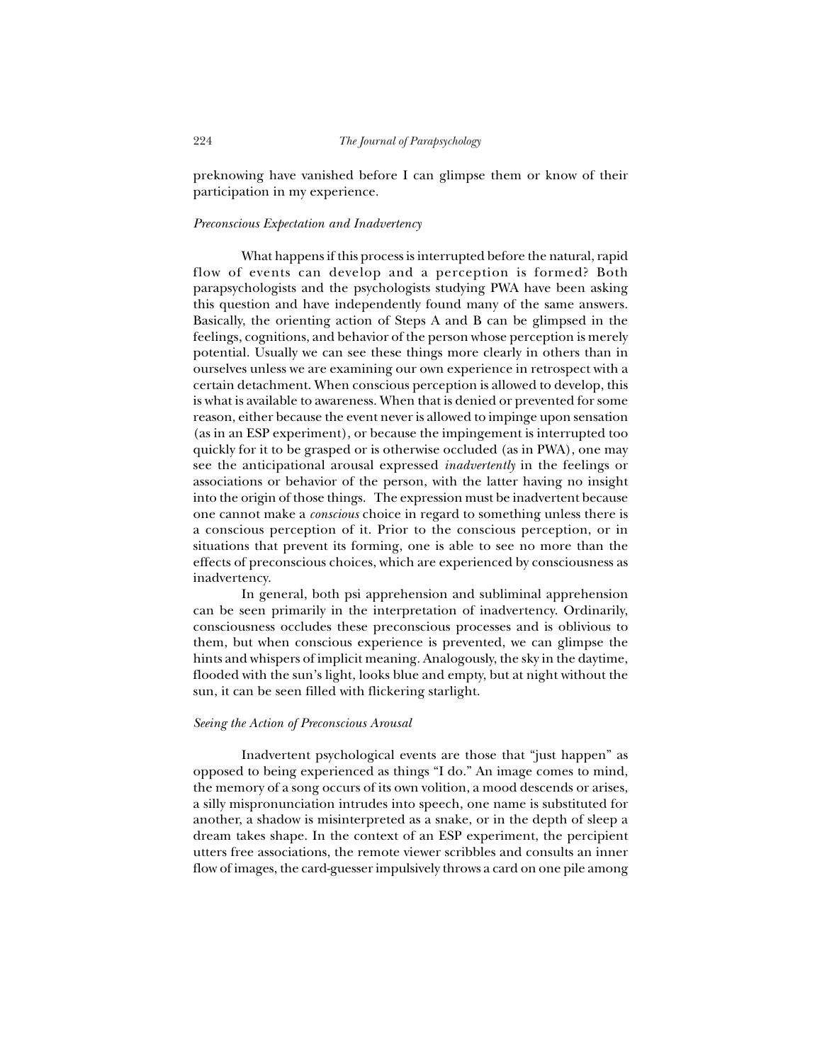preknowing have vanished before I can glimpse them or know of their participation in my experience.

### *Preconscious Expectation and Inadvertency*

What happens if this process is interrupted before the natural, rapid flow of events can develop and a perception is formed? Both parapsychologists and the psychologists studying PWA have been asking this question and have independently found many of the same answers. Basically, the orienting action of Steps A and B can be glimpsed in the feelings, cognitions, and behavior of the person whose perception is merely potential. Usually we can see these things more clearly in others than in ourselves unless we are examining our own experience in retrospect with a certain detachment. When conscious perception is allowed to develop, this is what is available to awareness. When that is denied or prevented for some reason, either because the event never is allowed to impinge upon sensation (as in an ESP experiment), or because the impingement is interrupted too quickly for it to be grasped or is otherwise occluded (as in PWA), one may see the anticipational arousal expressed *inadvertently* in the feelings or associations or behavior of the person, with the latter having no insight into the origin of those things. The expression must be inadvertent because one cannot make a *conscious* choice in regard to something unless there is a conscious perception of it. Prior to the conscious perception, or in situations that prevent its forming, one is able to see no more than the effects of preconscious choices, which are experienced by consciousness as inadvertency.

In general, both psi apprehension and subliminal apprehension can be seen primarily in the interpretation of inadvertency. Ordinarily, consciousness occludes these preconscious processes and is oblivious to them, but when conscious experience is prevented, we can glimpse the hints and whispers of implicit meaning. Analogously, the sky in the daytime, flooded with the sun's light, looks blue and empty, but at night without the sun, it can be seen filled with flickering starlight.

### *Seeing the Action of Preconscious Arousal*

Inadvertent psychological events are those that "just happen" as opposed to being experienced as things "I do." An image comes to mind, the memory of a song occurs of its own volition, a mood descends or arises, a silly mispronunciation intrudes into speech, one name is substituted for another, a shadow is misinterpreted as a snake, or in the depth of sleep a dream takes shape. In the context of an ESP experiment, the percipient utters free associations, the remote viewer scribbles and consults an inner flow of images, the card-guesser impulsively throws a card on one pile among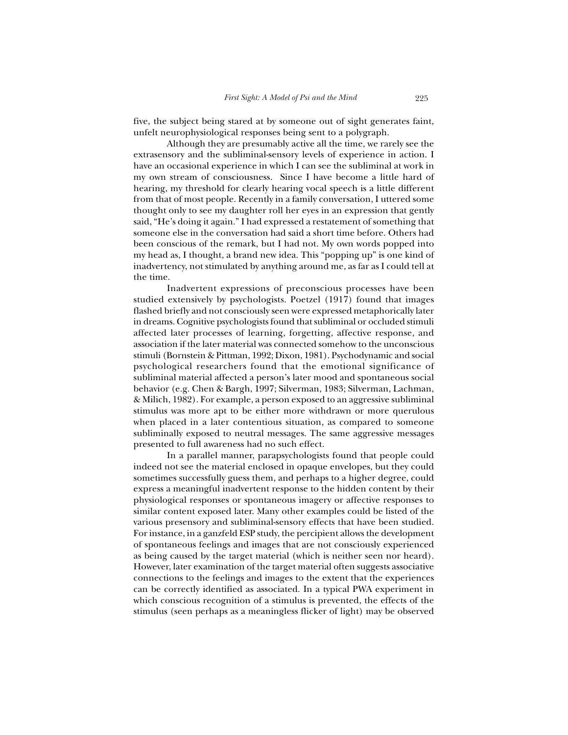five, the subject being stared at by someone out of sight generates faint, unfelt neurophysiological responses being sent to a polygraph.

Although they are presumably active all the time, we rarely see the extrasensory and the subliminal-sensory levels of experience in action. I have an occasional experience in which I can see the subliminal at work in my own stream of consciousness. Since I have become a little hard of hearing, my threshold for clearly hearing vocal speech is a little different from that of most people. Recently in a family conversation, I uttered some thought only to see my daughter roll her eyes in an expression that gently said, "He's doing it again." I had expressed a restatement of something that someone else in the conversation had said a short time before. Others had been conscious of the remark, but I had not. My own words popped into my head as, I thought, a brand new idea. This "popping up" is one kind of inadvertency, not stimulated by anything around me, as far as I could tell at the time.

Inadvertent expressions of preconscious processes have been studied extensively by psychologists. Poetzel (1917) found that images flashed briefly and not consciously seen were expressed metaphorically later in dreams. Cognitive psychologists found that subliminal or occluded stimuli affected later processes of learning, forgetting, affective response, and association if the later material was connected somehow to the unconscious stimuli (Bornstein & Pittman, 1992; Dixon, 1981). Psychodynamic and social psychological researchers found that the emotional significance of subliminal material affected a person's later mood and spontaneous social behavior (e.g. Chen & Bargh, 1997; Silverman, 1983; Silverman, Lachman, & Milich, 1982). For example, a person exposed to an aggressive subliminal stimulus was more apt to be either more withdrawn or more querulous when placed in a later contentious situation, as compared to someone subliminally exposed to neutral messages. The same aggressive messages presented to full awareness had no such effect.

In a parallel manner, parapsychologists found that people could indeed not see the material enclosed in opaque envelopes, but they could sometimes successfully guess them, and perhaps to a higher degree, could express a meaningful inadvertent response to the hidden content by their physiological responses or spontaneous imagery or affective responses to similar content exposed later. Many other examples could be listed of the various presensory and subliminal-sensory effects that have been studied. For instance, in a ganzfeld ESP study, the percipient allows the development of spontaneous feelings and images that are not consciously experienced as being caused by the target material (which is neither seen nor heard). However, later examination of the target material often suggests associative connections to the feelings and images to the extent that the experiences can be correctly identified as associated. In a typical PWA experiment in which conscious recognition of a stimulus is prevented, the effects of the stimulus (seen perhaps as a meaningless flicker of light) may be observed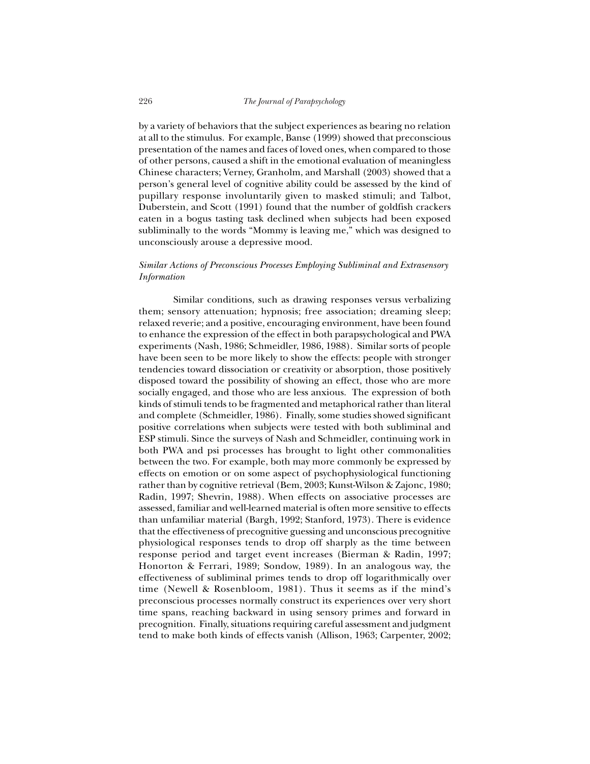by a variety of behaviors that the subject experiences as bearing no relation at all to the stimulus. For example, Banse (1999) showed that preconscious presentation of the names and faces of loved ones, when compared to those of other persons, caused a shift in the emotional evaluation of meaningless Chinese characters; Verney, Granholm, and Marshall (2003) showed that a person's general level of cognitive ability could be assessed by the kind of pupillary response involuntarily given to masked stimuli; and Talbot, Duberstein, and Scott (1991) found that the number of goldfish crackers eaten in a bogus tasting task declined when subjects had been exposed subliminally to the words "Mommy is leaving me," which was designed to unconsciously arouse a depressive mood.

### *Similar Actions of Preconscious Processes Employing Subliminal and Extrasensory Information*

Similar conditions, such as drawing responses versus verbalizing them; sensory attenuation; hypnosis; free association; dreaming sleep; relaxed reverie; and a positive, encouraging environment, have been found to enhance the expression of the effect in both parapsychological and PWA experiments (Nash, 1986; Schmeidler, 1986, 1988). Similar sorts of people have been seen to be more likely to show the effects: people with stronger tendencies toward dissociation or creativity or absorption, those positively disposed toward the possibility of showing an effect, those who are more socially engaged, and those who are less anxious. The expression of both kinds of stimuli tends to be fragmented and metaphorical rather than literal and complete (Schmeidler, 1986). Finally, some studies showed significant positive correlations when subjects were tested with both subliminal and ESP stimuli. Since the surveys of Nash and Schmeidler, continuing work in both PWA and psi processes has brought to light other commonalities between the two. For example, both may more commonly be expressed by effects on emotion or on some aspect of psychophysiological functioning rather than by cognitive retrieval (Bem, 2003; Kunst-Wilson & Zajonc, 1980; Radin, 1997; Shevrin, 1988). When effects on associative processes are assessed, familiar and well-learned material is often more sensitive to effects than unfamiliar material (Bargh, 1992; Stanford, 1973). There is evidence that the effectiveness of precognitive guessing and unconscious precognitive physiological responses tends to drop off sharply as the time between response period and target event increases (Bierman & Radin, 1997; Honorton & Ferrari, 1989; Sondow, 1989). In an analogous way, the effectiveness of subliminal primes tends to drop off logarithmically over time (Newell & Rosenbloom, 1981). Thus it seems as if the mind's preconscious processes normally construct its experiences over very short time spans, reaching backward in using sensory primes and forward in precognition. Finally, situations requiring careful assessment and judgment tend to make both kinds of effects vanish (Allison, 1963; Carpenter, 2002;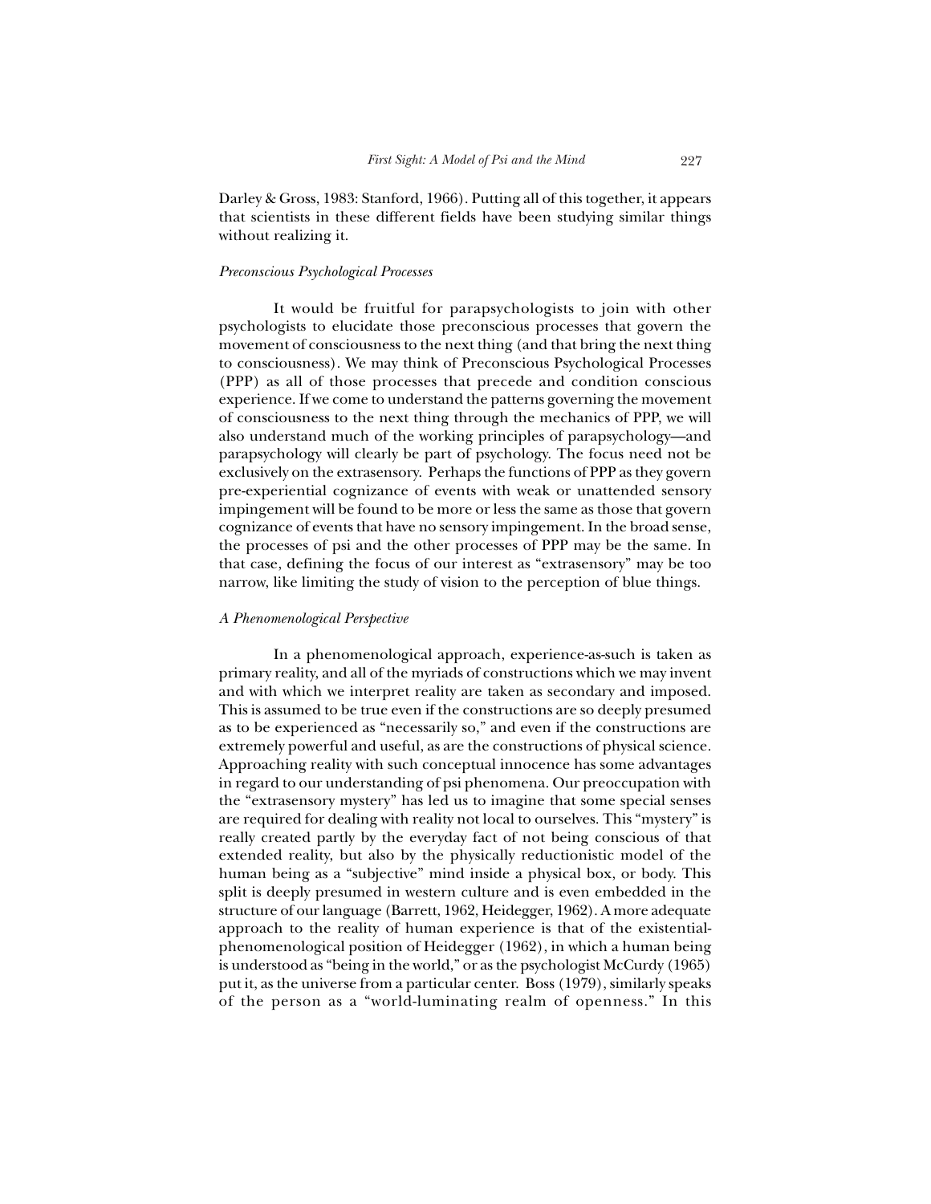Darley & Gross, 1983: Stanford, 1966). Putting all of this together, it appears that scientists in these different fields have been studying similar things without realizing it.

### *Preconscious Psychological Processes*

It would be fruitful for parapsychologists to join with other psychologists to elucidate those preconscious processes that govern the movement of consciousness to the next thing (and that bring the next thing to consciousness). We may think of Preconscious Psychological Processes (PPP) as all of those processes that precede and condition conscious experience. If we come to understand the patterns governing the movement of consciousness to the next thing through the mechanics of PPP, we will also understand much of the working principles of parapsychology—and parapsychology will clearly be part of psychology. The focus need not be exclusively on the extrasensory. Perhaps the functions of PPP as they govern pre-experiential cognizance of events with weak or unattended sensory impingement will be found to be more or less the same as those that govern cognizance of events that have no sensory impingement. In the broad sense, the processes of psi and the other processes of PPP may be the same. In that case, defining the focus of our interest as "extrasensory" may be too narrow, like limiting the study of vision to the perception of blue things.

### *A Phenomenological Perspective*

In a phenomenological approach, experience-as-such is taken as primary reality, and all of the myriads of constructions which we may invent and with which we interpret reality are taken as secondary and imposed. This is assumed to be true even if the constructions are so deeply presumed as to be experienced as "necessarily so," and even if the constructions are extremely powerful and useful, as are the constructions of physical science. Approaching reality with such conceptual innocence has some advantages in regard to our understanding of psi phenomena. Our preoccupation with the "extrasensory mystery" has led us to imagine that some special senses are required for dealing with reality not local to ourselves. This "mystery" is really created partly by the everyday fact of not being conscious of that extended reality, but also by the physically reductionistic model of the human being as a "subjective" mind inside a physical box, or body. This split is deeply presumed in western culture and is even embedded in the structure of our language (Barrett, 1962, Heidegger, 1962). A more adequate approach to the reality of human experience is that of the existential-phenomenological position of Heidegger (1962), in which a human being is understood as "being in the world," or as the psychologist McCurdy (1965) put it, as the universe from a particular center. Boss (1979), similarly speaks of the person as a "world-luminating realm of openness." In this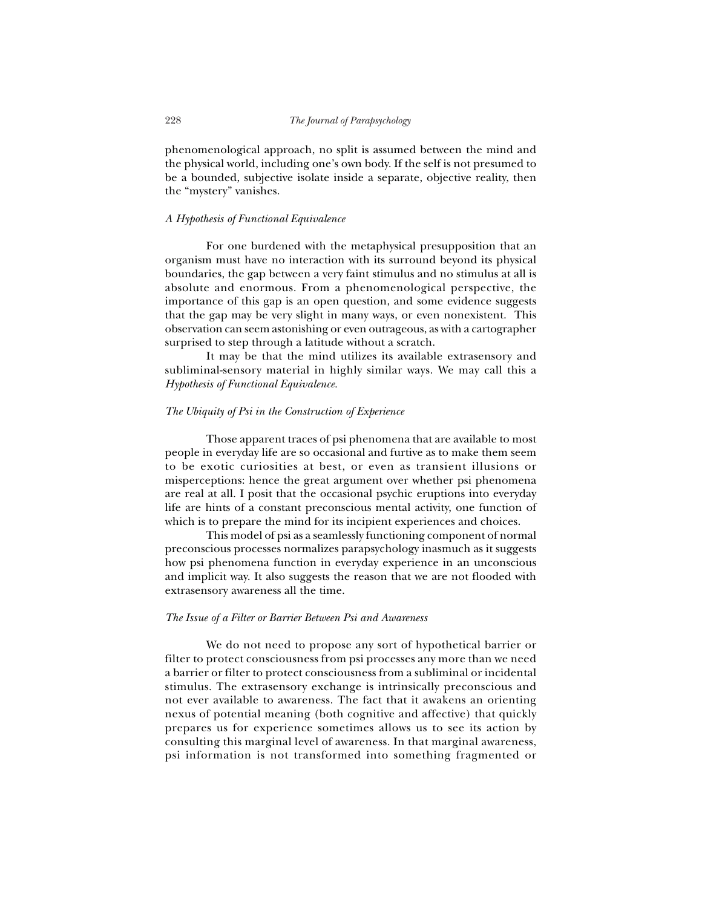phenomenological approach, no split is assumed between the mind and the physical world, including one's own body. If the self is not presumed to be a bounded, subjective isolate inside a separate, objective reality, then the "mystery" vanishes.

### *A Hypothesis of Functional Equivalence*

For one burdened with the metaphysical presupposition that an organism must have no interaction with its surround beyond its physical boundaries, the gap between a very faint stimulus and no stimulus at all is absolute and enormous. From a phenomenological perspective, the importance of this gap is an open question, and some evidence suggests that the gap may be very slight in many ways, or even nonexistent. This observation can seem astonishing or even outrageous, as with a cartographer surprised to step through a latitude without a scratch.

It may be that the mind utilizes its available extrasensory and subliminal-sensory material in highly similar ways. We may call this a *Hypothesis of Functional Equivalence.*

### *The Ubiquity of Psi in the Construction of Experience*

Those apparent traces of psi phenomena that are available to most people in everyday life are so occasional and furtive as to make them seem to be exotic curiosities at best, or even as transient illusions or misperceptions: hence the great argument over whether psi phenomena are real at all. I posit that the occasional psychic eruptions into everyday life are hints of a constant preconscious mental activity, one function of which is to prepare the mind for its incipient experiences and choices.

This model of psi as a seamlessly functioning component of normal preconscious processes normalizes parapsychology inasmuch as it suggests how psi phenomena function in everyday experience in an unconscious and implicit way. It also suggests the reason that we are not flooded with extrasensory awareness all the time.

### *The Issue of a Filter or Barrier Between Psi and Awareness*

We do not need to propose any sort of hypothetical barrier or filter to protect consciousness from psi processes any more than we need a barrier or filter to protect consciousness from a subliminal or incidental stimulus. The extrasensory exchange is intrinsically preconscious and not ever available to awareness. The fact that it awakens an orienting nexus of potential meaning (both cognitive and affective) that quickly prepares us for experience sometimes allows us to see its action by consulting this marginal level of awareness. In that marginal awareness, psi information is not transformed into something fragmented or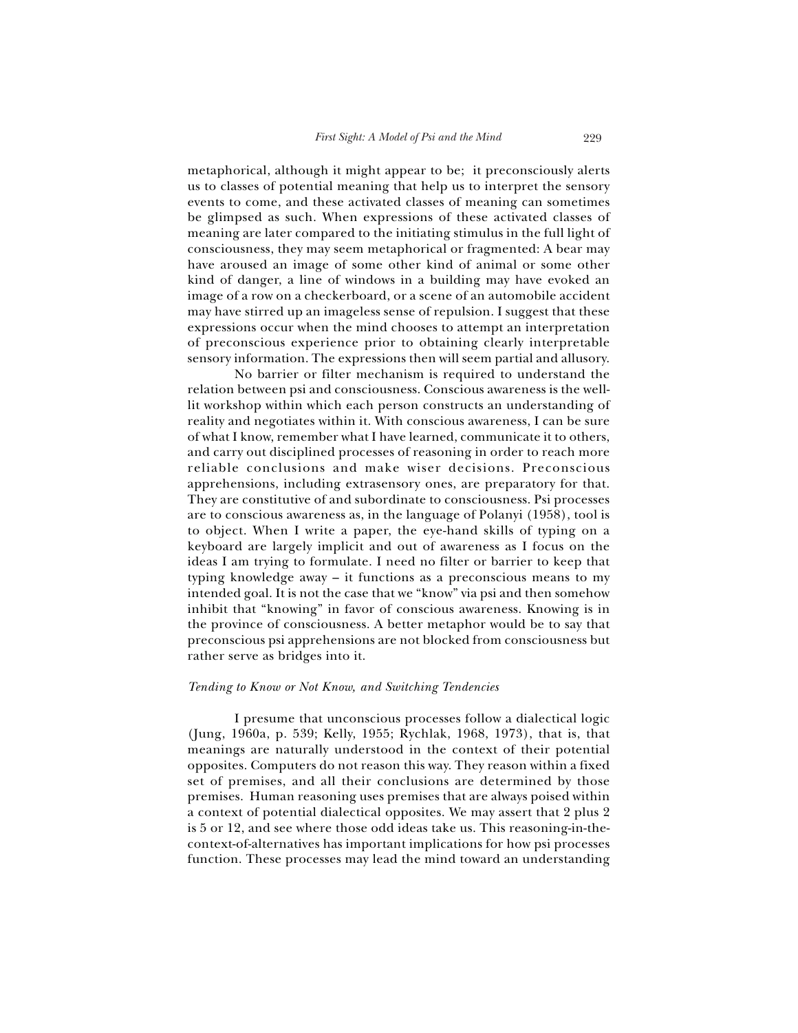metaphorical, although it might appear to be; it preconsciously alerts us to classes of potential meaning that help us to interpret the sensory events to come, and these activated classes of meaning can sometimes be glimpsed as such. When expressions of these activated classes of meaning are later compared to the initiating stimulus in the full light of consciousness, they may seem metaphorical or fragmented: A bear may have aroused an image of some other kind of animal or some other kind of danger, a line of windows in a building may have evoked an image of a row on a checkerboard, or a scene of an automobile accident may have stirred up an imageless sense of repulsion. I suggest that these expressions occur when the mind chooses to attempt an interpretation of preconscious experience prior to obtaining clearly interpretable sensory information. The expressions then will seem partial and allusory.

No barrier or filter mechanism is required to understand the relation between psi and consciousness. Conscious awareness is the well-lit workshop within which each person constructs an understanding of reality and negotiates within it. With conscious awareness, I can be sure of what I know, remember what I have learned, communicate it to others, and carry out disciplined processes of reasoning in order to reach more reliable conclusions and make wiser decisions. Preconscious apprehensions, including extrasensory ones, are preparatory for that. They are constitutive of and subordinate to consciousness. Psi processes are to conscious awareness as, in the language of Polanyi (1958), tool is to object. When I write a paper, the eye-hand skills of typing on a keyboard are largely implicit and out of awareness as I focus on the ideas I am trying to formulate. I need no filter or barrier to keep that typing knowledge away – it functions as a preconscious means to my intended goal. It is not the case that we "know" via psi and then somehow inhibit that "knowing" in favor of conscious awareness. Knowing is in the province of consciousness. A better metaphor would be to say that preconscious psi apprehensions are not blocked from consciousness but rather serve as bridges into it.

### *Tending to Know or Not Know, and Switching Tendencies*

I presume that unconscious processes follow a dialectical logic (Jung, 1960a, p. 539; Kelly, 1955; Rychlak, 1968, 1973), that is, that meanings are naturally understood in the context of their potential opposites. Computers do not reason this way. They reason within a fixed set of premises, and all their conclusions are determined by those premises. Human reasoning uses premises that are always poised within a context of potential dialectical opposites. We may assert that 2 plus 2 is 5 or 12, and see where those odd ideas take us. This reasoning-in-the-context-of-alternatives has important implications for how psi processes function. These processes may lead the mind toward an understanding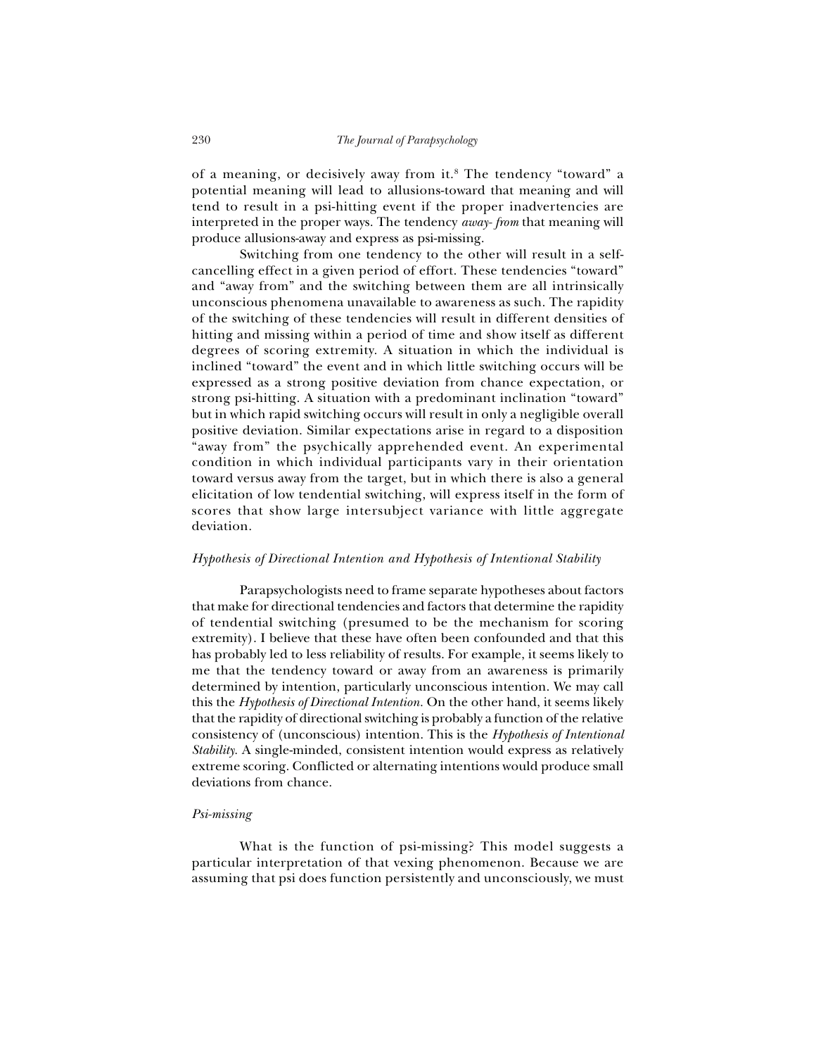of a meaning, or decisively away from it.[8] The tendency "toward" a potential meaning will lead to allusions-toward that meaning and will tend to result in a psi-hitting event if the proper inadvertencies are interpreted in the proper ways. The tendency *away- from* that meaning will produce allusions-away and express as psi-missing.

Switching from one tendency to the other will result in a self-cancelling effect in a given period of effort. These tendencies "toward" and "away from" and the switching between them are all intrinsically unconscious phenomena unavailable to awareness as such. The rapidity of the switching of these tendencies will result in different densities of hitting and missing within a period of time and show itself as different degrees of scoring extremity. A situation in which the individual is inclined "toward" the event and in which little switching occurs will be expressed as a strong positive deviation from chance expectation, or strong psi-hitting. A situation with a predominant inclination "toward" but in which rapid switching occurs will result in only a negligible overall positive deviation. Similar expectations arise in regard to a disposition "away from" the psychically apprehended event. An experimental condition in which individual participants vary in their orientation toward versus away from the target, but in which there is also a general elicitation of low tendential switching, will express itself in the form of scores that show large intersubject variance with little aggregate deviation.

### *Hypothesis of Directional Intention and Hypothesis of Intentional Stability*

Parapsychologists need to frame separate hypotheses about factors that make for directional tendencies and factors that determine the rapidity of tendential switching (presumed to be the mechanism for scoring extremity). I believe that these have often been confounded and that this has probably led to less reliability of results. For example, it seems likely to me that the tendency toward or away from an awareness is primarily determined by intention, particularly unconscious intention. We may call this the *Hypothesis of Directional Intention.* On the other hand, it seems likely that the rapidity of directional switching is probably a function of the relative consistency of (unconscious) intention. This is the *Hypothesis of Intentional Stability.* A single-minded, consistent intention would express as relatively extreme scoring. Conflicted or alternating intentions would produce small deviations from chance.

### *Psi-missing*

What is the function of psi-missing? This model suggests a particular interpretation of that vexing phenomenon. Because we are assuming that psi does function persistently and unconsciously, we must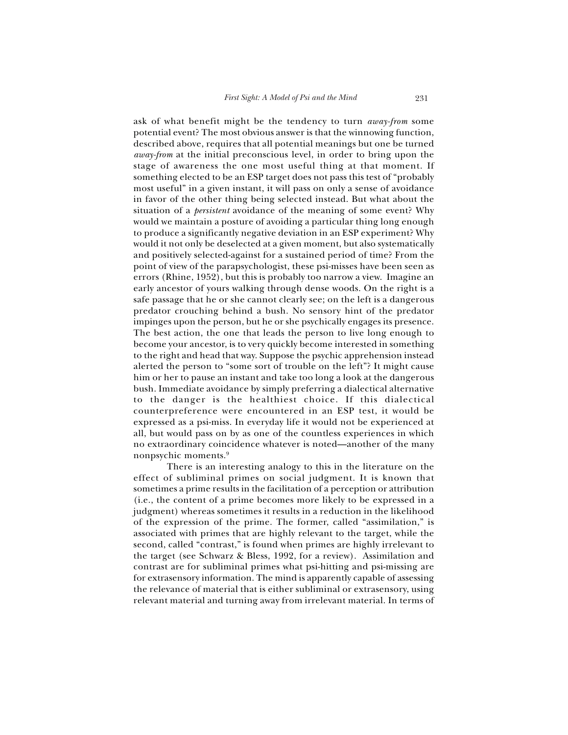ask of what benefit might be the tendency to turn *away-from* some potential event? The most obvious answer is that the winnowing function, described above, requires that all potential meanings but one be turned *away-from* at the initial preconscious level, in order to bring upon the stage of awareness the one most useful thing at that moment. If something elected to be an ESP target does not pass this test of "probably most useful" in a given instant, it will pass on only a sense of avoidance in favor of the other thing being selected instead. But what about the situation of a *persistent* avoidance of the meaning of some event? Why would we maintain a posture of avoiding a particular thing long enough to produce a significantly negative deviation in an ESP experiment? Why would it not only be deselected at a given moment, but also systematically and positively selected-against for a sustained period of time? From the point of view of the parapsychologist, these psi-misses have been seen as errors (Rhine, 1952), but this is probably too narrow a view. Imagine an early ancestor of yours walking through dense woods. On the right is a safe passage that he or she cannot clearly see; on the left is a dangerous predator crouching behind a bush. No sensory hint of the predator impinges upon the person, but he or she psychically engages its presence. The best action, the one that leads the person to live long enough to become your ancestor, is to very quickly become interested in something to the right and head that way. Suppose the psychic apprehension instead alerted the person to "some sort of trouble on the left"? It might cause him or her to pause an instant and take too long a look at the dangerous bush. Immediate avoidance by simply preferring a dialectical alternative to the danger is the healthiest choice. If this dialectical counterpreference were encountered in an ESP test, it would be expressed as a psi-miss. In everyday life it would not be experienced at all, but would pass on by as one of the countless experiences in which no extraordinary coincidence whatever is noted—another of the many nonpsychic moments.[9]

There is an interesting analogy to this in the literature on the effect of subliminal primes on social judgment. It is known that sometimes a prime results in the facilitation of a perception or attribution (i.e., the content of a prime becomes more likely to be expressed in a judgment) whereas sometimes it results in a reduction in the likelihood of the expression of the prime. The former, called "assimilation," is associated with primes that are highly relevant to the target, while the second, called "contrast," is found when primes are highly irrelevant to the target (see Schwarz & Bless, 1992, for a review). Assimilation and contrast are for subliminal primes what psi-hitting and psi-missing are for extrasensory information. The mind is apparently capable of assessing the relevance of material that is either subliminal or extrasensory, using relevant material and turning away from irrelevant material. In terms of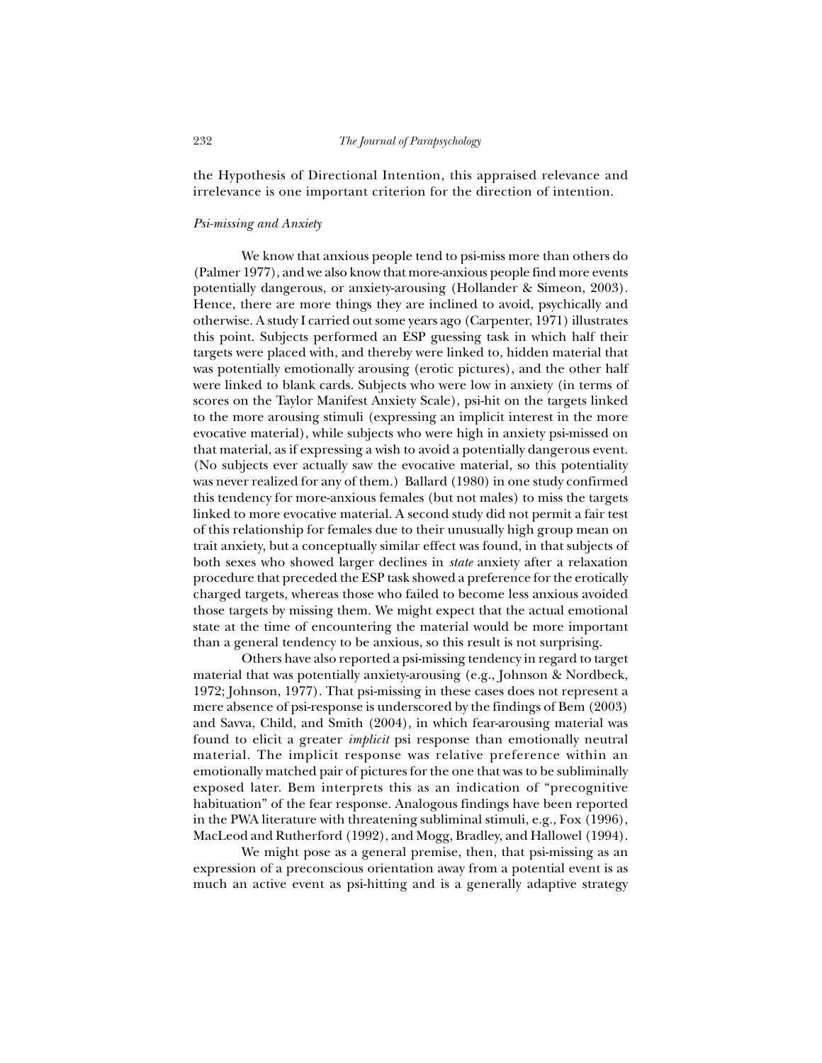the Hypothesis of Directional Intention, this appraised relevance and irrelevance is one important criterion for the direction of intention.

### *Psi-missing and Anxiety*

We know that anxious people tend to psi-miss more than others do (Palmer 1977), and we also know that more-anxious people find more events potentially dangerous, or anxiety-arousing (Hollander & Simeon, 2003). Hence, there are more things they are inclined to avoid, psychically and otherwise. A study I carried out some years ago (Carpenter, 1971) illustrates this point. Subjects performed an ESP guessing task in which half their targets were placed with, and thereby were linked to, hidden material that was potentially emotionally arousing (erotic pictures), and the other half were linked to blank cards. Subjects who were low in anxiety (in terms of scores on the Taylor Manifest Anxiety Scale), psi-hit on the targets linked to the more arousing stimuli (expressing an implicit interest in the more evocative material), while subjects who were high in anxiety psi-missed on that material, as if expressing a wish to avoid a potentially dangerous event. (No subjects ever actually saw the evocative material, so this potentiality was never realized for any of them.) Ballard (1980) in one study confirmed this tendency for more-anxious females (but not males) to miss the targets linked to more evocative material. A second study did not permit a fair test of this relationship for females due to their unusually high group mean on trait anxiety, but a conceptually similar effect was found, in that subjects of both sexes who showed larger declines in *state* anxiety after a relaxation procedure that preceded the ESP task showed a preference for the erotically charged targets, whereas those who failed to become less anxious avoided those targets by missing them. We might expect that the actual emotional state at the time of encountering the material would be more important than a general tendency to be anxious, so this result is not surprising.

Others have also reported a psi-missing tendency in regard to target material that was potentially anxiety-arousing (e.g., Johnson & Nordbeck, 1972; Johnson, 1977). That psi-missing in these cases does not represent a mere absence of psi-response is underscored by the findings of Bem (2003) and Savva, Child, and Smith (2004), in which fear-arousing material was found to elicit a greater *implicit* psi response than emotionally neutral material. The implicit response was relative preference within an emotionally matched pair of pictures for the one that was to be subliminally exposed later. Bem interprets this as an indication of "precognitive habituation" of the fear response. Analogous findings have been reported in the PWA literature with threatening subliminal stimuli, e.g., Fox (1996), MacLeod and Rutherford (1992), and Mogg, Bradley, and Hallowel (1994).

We might pose as a general premise, then, that psi-missing as an expression of a preconscious orientation away from a potential event is as much an active event as psi-hitting and is a generally adaptive strategy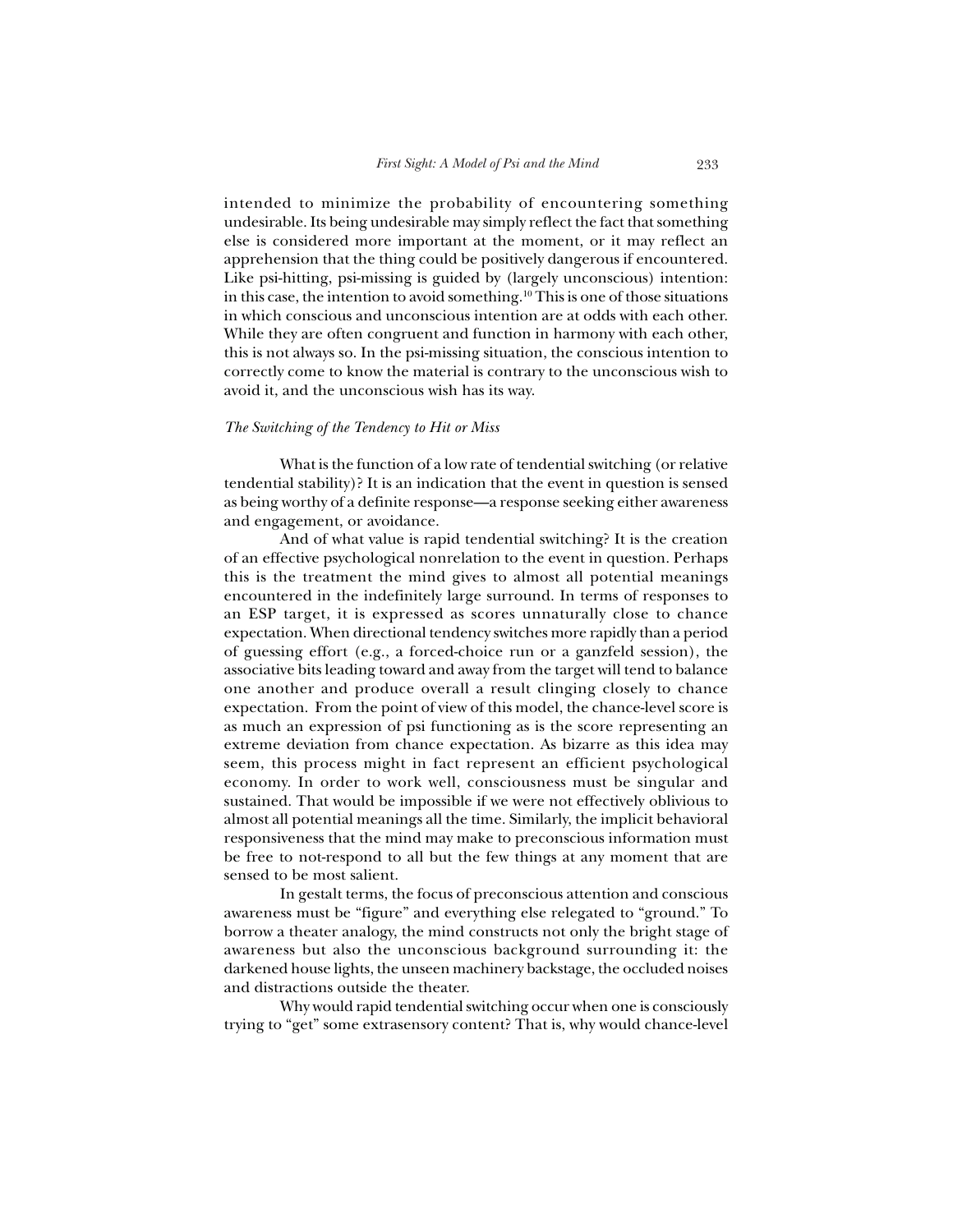intended to minimize the probability of encountering something undesirable. Its being undesirable may simply reflect the fact that something else is considered more important at the moment, or it may reflect an apprehension that the thing could be positively dangerous if encountered. Like psi-hitting, psi-missing is guided by (largely unconscious) intention: in this case, the intention to avoid something.[10] This is one of those situations in which conscious and unconscious intention are at odds with each other. While they are often congruent and function in harmony with each other, this is not always so. In the psi-missing situation, the conscious intention to correctly come to know the material is contrary to the unconscious wish to avoid it, and the unconscious wish has its way.

### *The Switching of the Tendency to Hit or Miss*

What is the function of a low rate of tendential switching (or relative tendential stability)? It is an indication that the event in question is sensed as being worthy of a definite response—a response seeking either awareness and engagement, or avoidance.

And of what value is rapid tendential switching? It is the creation of an effective psychological nonrelation to the event in question. Perhaps this is the treatment the mind gives to almost all potential meanings encountered in the indefinitely large surround. In terms of responses to an ESP target, it is expressed as scores unnaturally close to chance expectation. When directional tendency switches more rapidly than a period of guessing effort (e.g., a forced-choice run or a ganzfeld session), the associative bits leading toward and away from the target will tend to balance one another and produce overall a result clinging closely to chance expectation. From the point of view of this model, the chance-level score is as much an expression of psi functioning as is the score representing an extreme deviation from chance expectation. As bizarre as this idea may seem, this process might in fact represent an efficient psychological economy. In order to work well, consciousness must be singular and sustained. That would be impossible if we were not effectively oblivious to almost all potential meanings all the time. Similarly, the implicit behavioral responsiveness that the mind may make to preconscious information must be free to not-respond to all but the few things at any moment that are sensed to be most salient.

In gestalt terms, the focus of preconscious attention and conscious awareness must be "figure" and everything else relegated to "ground." To borrow a theater analogy, the mind constructs not only the bright stage of awareness but also the unconscious background surrounding it: the darkened house lights, the unseen machinery backstage, the occluded noises and distractions outside the theater.

Why would rapid tendential switching occur when one is consciously trying to "get" some extrasensory content? That is, why would chance-level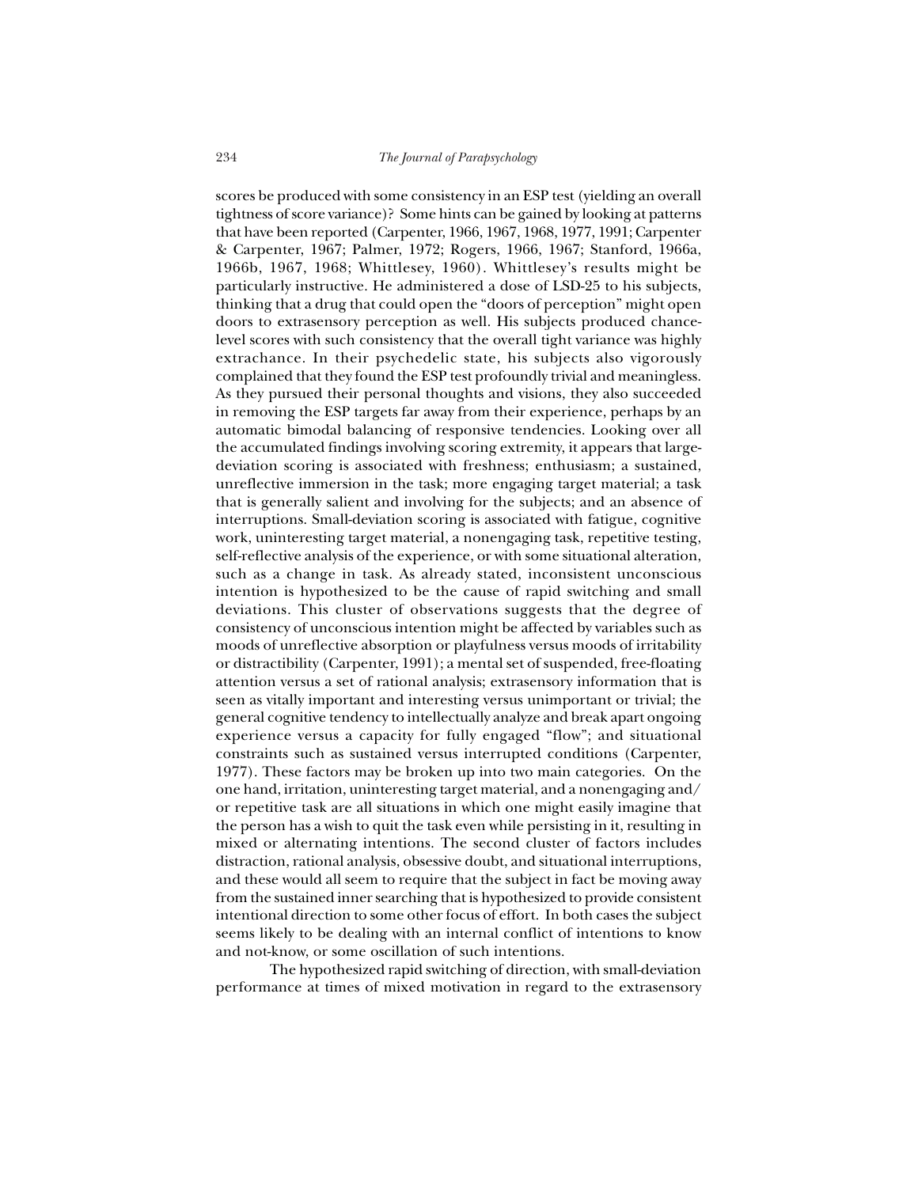scores be produced with some consistency in an ESP test (yielding an overall tightness of score variance)? Some hints can be gained by looking at patterns that have been reported (Carpenter, 1966, 1967, 1968, 1977, 1991; Carpenter & Carpenter, 1967; Palmer, 1972; Rogers, 1966, 1967; Stanford, 1966a, 1966b, 1967, 1968; Whittlesey, 1960). Whittlesey's results might be particularly instructive. He administered a dose of LSD-25 to his subjects, thinking that a drug that could open the "doors of perception" might open doors to extrasensory perception as well. His subjects produced chance-level scores with such consistency that the overall tight variance was highly extrachance. In their psychedelic state, his subjects also vigorously complained that they found the ESP test profoundly trivial and meaningless. As they pursued their personal thoughts and visions, they also succeeded in removing the ESP targets far away from their experience, perhaps by an automatic bimodal balancing of responsive tendencies. Looking over all the accumulated findings involving scoring extremity, it appears that large-deviation scoring is associated with freshness; enthusiasm; a sustained, unreflective immersion in the task; more engaging target material; a task that is generally salient and involving for the subjects; and an absence of interruptions. Small-deviation scoring is associated with fatigue, cognitive work, uninteresting target material, a nonengaging task, repetitive testing, self-reflective analysis of the experience, or with some situational alteration, such as a change in task. As already stated, inconsistent unconscious intention is hypothesized to be the cause of rapid switching and small deviations. This cluster of observations suggests that the degree of consistency of unconscious intention might be affected by variables such as moods of unreflective absorption or playfulness versus moods of irritability or distractibility (Carpenter, 1991); a mental set of suspended, free-floating attention versus a set of rational analysis; extrasensory information that is seen as vitally important and interesting versus unimportant or trivial; the general cognitive tendency to intellectually analyze and break apart ongoing experience versus a capacity for fully engaged "flow"; and situational constraints such as sustained versus interrupted conditions (Carpenter, 1977). These factors may be broken up into two main categories. On the one hand, irritation, uninteresting target material, and a nonengaging and/or repetitive task are all situations in which one might easily imagine that the person has a wish to quit the task even while persisting in it, resulting in mixed or alternating intentions. The second cluster of factors includes distraction, rational analysis, obsessive doubt, and situational interruptions, and these would all seem to require that the subject in fact be moving away from the sustained inner searching that is hypothesized to provide consistent intentional direction to some other focus of effort. In both cases the subject seems likely to be dealing with an internal conflict of intentions to know and not-know, or some oscillation of such intentions.

The hypothesized rapid switching of direction, with small-deviation performance at times of mixed motivation in regard to the extrasensory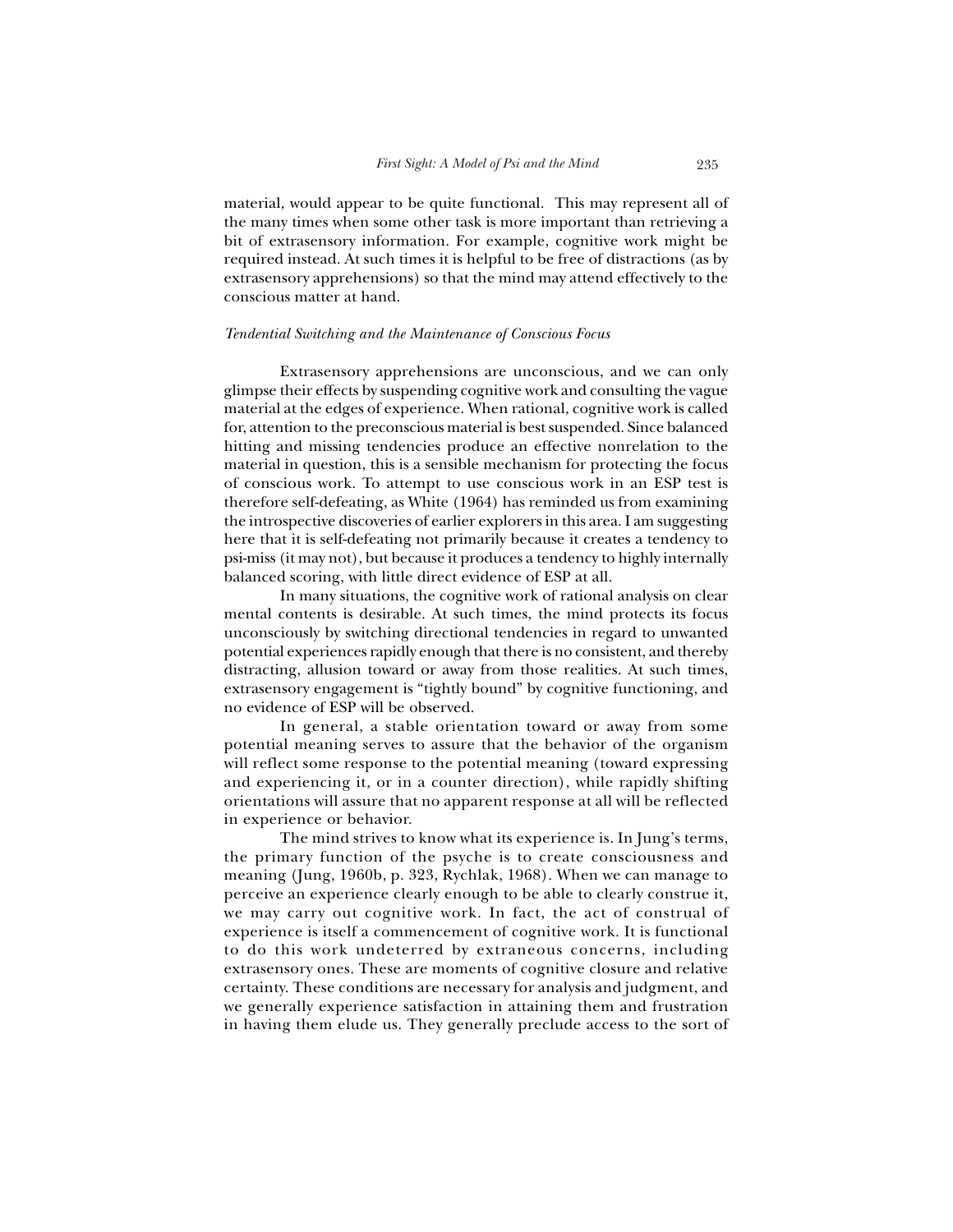material, would appear to be quite functional. This may represent all of the many times when some other task is more important than retrieving a bit of extrasensory information. For example, cognitive work might be required instead. At such times it is helpful to be free of distractions (as by extrasensory apprehensions) so that the mind may attend effectively to the conscious matter at hand.

### *Tendential Switching and the Maintenance of Conscious Focus*

Extrasensory apprehensions are unconscious, and we can only glimpse their effects by suspending cognitive work and consulting the vague material at the edges of experience. When rational, cognitive work is called for, attention to the preconscious material is best suspended. Since balanced hitting and missing tendencies produce an effective nonrelation to the material in question, this is a sensible mechanism for protecting the focus of conscious work. To attempt to use conscious work in an ESP test is therefore self-defeating, as White (1964) has reminded us from examining the introspective discoveries of earlier explorers in this area. I am suggesting here that it is self-defeating not primarily because it creates a tendency to psi-miss (it may not), but because it produces a tendency to highly internally balanced scoring, with little direct evidence of ESP at all.

In many situations, the cognitive work of rational analysis on clear mental contents is desirable. At such times, the mind protects its focus unconsciously by switching directional tendencies in regard to unwanted potential experiences rapidly enough that there is no consistent, and thereby distracting, allusion toward or away from those realities. At such times, extrasensory engagement is "tightly bound" by cognitive functioning, and no evidence of ESP will be observed.

In general, a stable orientation toward or away from some potential meaning serves to assure that the behavior of the organism will reflect some response to the potential meaning (toward expressing and experiencing it, or in a counter direction), while rapidly shifting orientations will assure that no apparent response at all will be reflected in experience or behavior.

The mind strives to know what its experience is. In Jung's terms, the primary function of the psyche is to create consciousness and meaning (Jung, 1960b, p. 323, Rychlak, 1968). When we can manage to perceive an experience clearly enough to be able to clearly construe it, we may carry out cognitive work. In fact, the act of construal of experience is itself a commencement of cognitive work. It is functional to do this work undeterred by extraneous concerns, including extrasensory ones. These are moments of cognitive closure and relative certainty. These conditions are necessary for analysis and judgment, and we generally experience satisfaction in attaining them and frustration in having them elude us. They generally preclude access to the sort of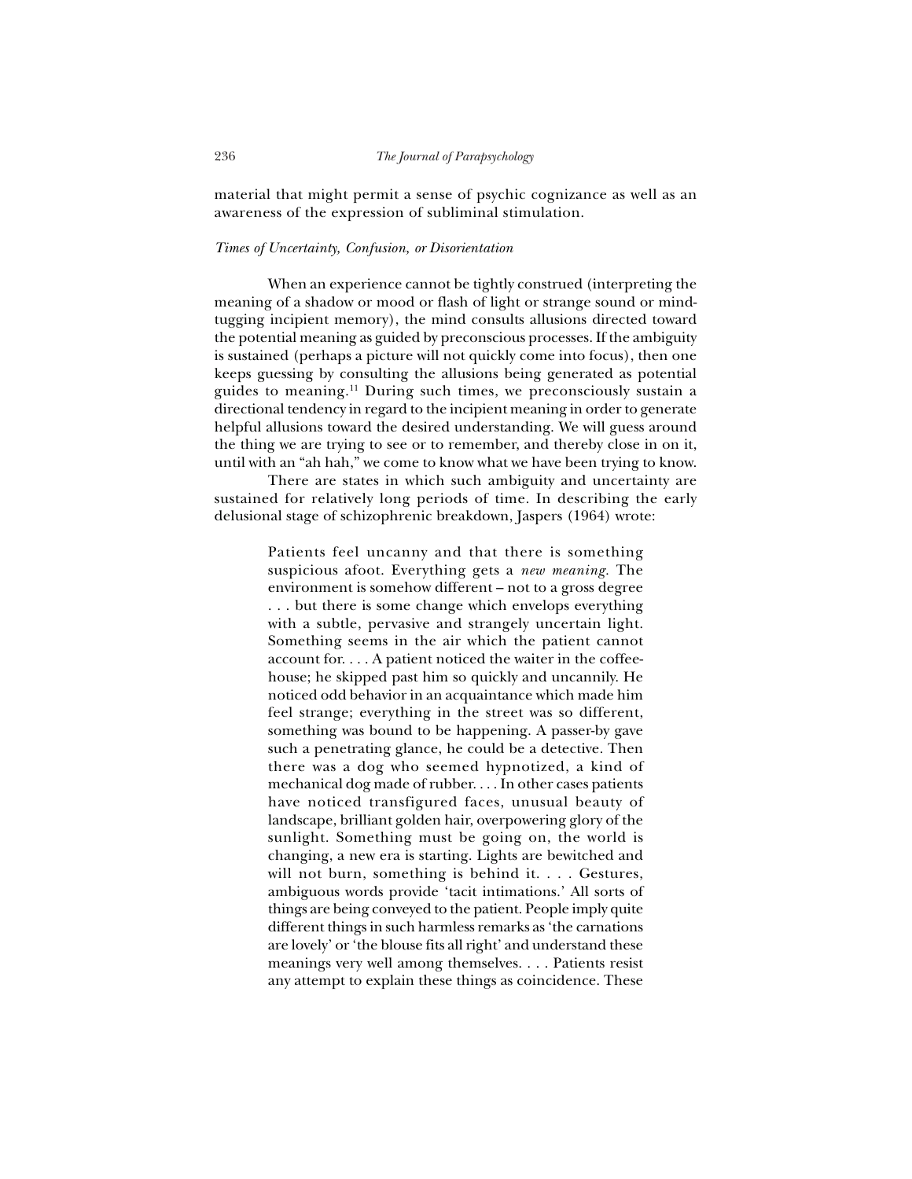material that might permit a sense of psychic cognizance as well as an awareness of the expression of subliminal stimulation.

### *Times of Uncertainty, Confusion, or Disorientation*

When an experience cannot be tightly construed (interpreting the meaning of a shadow or mood or flash of light or strange sound or mind-tugging incipient memory), the mind consults allusions directed toward the potential meaning as guided by preconscious processes. If the ambiguity is sustained (perhaps a picture will not quickly come into focus), then one keeps guessing by consulting the allusions being generated as potential guides to meaning.[11] During such times, we preconsciously sustain a directional tendency in regard to the incipient meaning in order to generate helpful allusions toward the desired understanding. We will guess around the thing we are trying to see or to remember, and thereby close in on it, until with an "ah hah," we come to know what we have been trying to know.

There are states in which such ambiguity and uncertainty are sustained for relatively long periods of time. In describing the early delusional stage of schizophrenic breakdown, Jaspers (1964) wrote:

> Patients feel uncanny and that there is something suspicious afoot. Everything gets a *new meaning*. The environment is somehow different – not to a gross degree . . . but there is some change which envelops everything with a subtle, pervasive and strangely uncertain light. Something seems in the air which the patient cannot account for. . . . A patient noticed the waiter in the coffee-house; he skipped past him so quickly and uncannily. He noticed odd behavior in an acquaintance which made him feel strange; everything in the street was so different, something was bound to be happening. A passer-by gave such a penetrating glance, he could be a detective. Then there was a dog who seemed hypnotized, a kind of mechanical dog made of rubber. . . . In other cases patients have noticed transfigured faces, unusual beauty of landscape, brilliant golden hair, overpowering glory of the sunlight. Something must be going on, the world is changing, a new era is starting. Lights are bewitched and will not burn, something is behind it. . . . Gestures, ambiguous words provide 'tacit intimations.' All sorts of things are being conveyed to the patient. People imply quite different things in such harmless remarks as 'the carnations are lovely' or 'the blouse fits all right' and understand these meanings very well among themselves. . . . Patients resist any attempt to explain these things as coincidence. These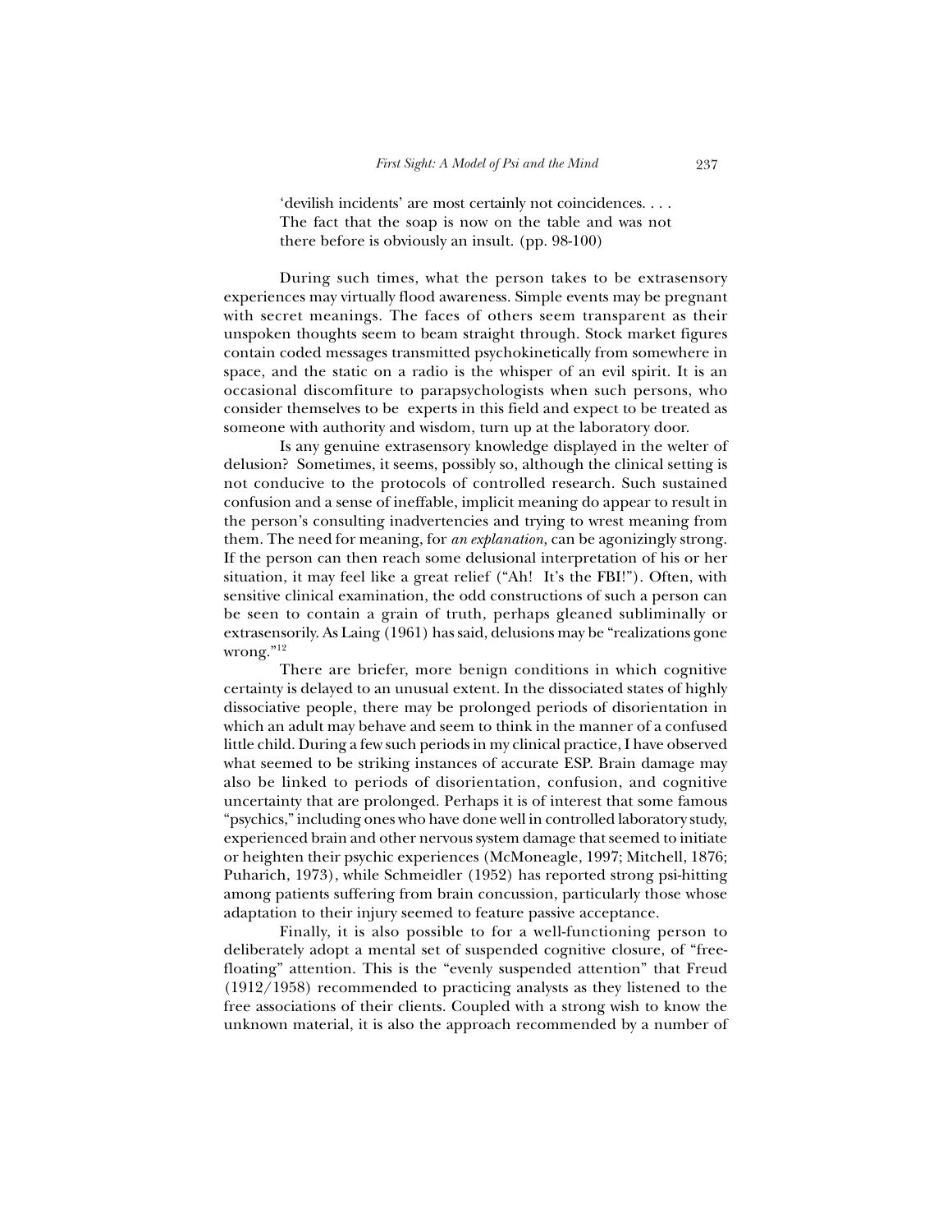> 'devilish incidents' are most certainly not coincidences. . . . The fact that the soap is now on the table and was not there before is obviously an insult. (pp. 98-100)

During such times, what the person takes to be extrasensory experiences may virtually flood awareness. Simple events may be pregnant with secret meanings. The faces of others seem transparent as their unspoken thoughts seem to beam straight through. Stock market figures contain coded messages transmitted psychokinetically from somewhere in space, and the static on a radio is the whisper of an evil spirit. It is an occasional discomfiture to parapsychologists when such persons, who consider themselves to be experts in this field and expect to be treated as someone with authority and wisdom, turn up at the laboratory door.

Is any genuine extrasensory knowledge displayed in the welter of delusion? Sometimes, it seems, possibly so, although the clinical setting is not conducive to the protocols of controlled research. Such sustained confusion and a sense of ineffable, implicit meaning do appear to result in the person's consulting inadvertencies and trying to wrest meaning from them. The need for meaning, for *an explanation,* can be agonizingly strong. If the person can then reach some delusional interpretation of his or her situation, it may feel like a great relief ("Ah! It's the FBI!"). Often, with sensitive clinical examination, the odd constructions of such a person can be seen to contain a grain of truth, perhaps gleaned subliminally or extrasensorily. As Laing (1961) has said, delusions may be "realizations gone wrong."[12]

There are briefer, more benign conditions in which cognitive certainty is delayed to an unusual extent. In the dissociated states of highly dissociative people, there may be prolonged periods of disorientation in which an adult may behave and seem to think in the manner of a confused little child. During a few such periods in my clinical practice, I have observed what seemed to be striking instances of accurate ESP. Brain damage may also be linked to periods of disorientation, confusion, and cognitive uncertainty that are prolonged. Perhaps it is of interest that some famous "psychics," including ones who have done well in controlled laboratory study, experienced brain and other nervous system damage that seemed to initiate or heighten their psychic experiences (McMoneagle, 1997; Mitchell, 1876; Puharich, 1973), while Schmeidler (1952) has reported strong psi-hitting among patients suffering from brain concussion, particularly those whose adaptation to their injury seemed to feature passive acceptance.

Finally, it is also possible to for a well-functioning person to deliberately adopt a mental set of suspended cognitive closure, of "free-floating" attention. This is the "evenly suspended attention" that Freud (1912/1958) recommended to practicing analysts as they listened to the free associations of their clients. Coupled with a strong wish to know the unknown material, it is also the approach recommended by a number of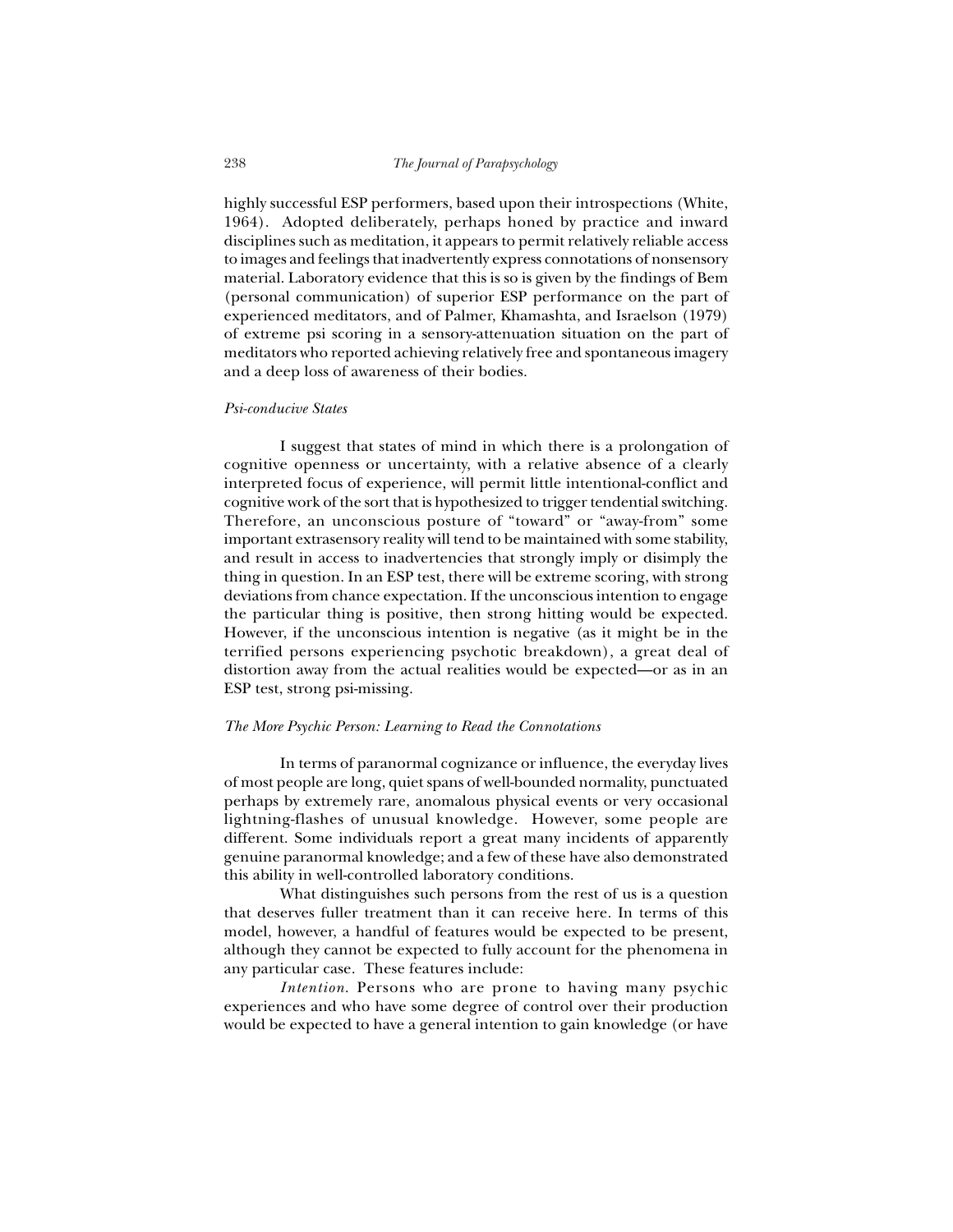highly successful ESP performers, based upon their introspections (White, 1964). Adopted deliberately, perhaps honed by practice and inward disciplines such as meditation, it appears to permit relatively reliable access to images and feelings that inadvertently express connotations of nonsensory material. Laboratory evidence that this is so is given by the findings of Bem (personal communication) of superior ESP performance on the part of experienced meditators, and of Palmer, Khamashta, and Israelson (1979) of extreme psi scoring in a sensory-attenuation situation on the part of meditators who reported achieving relatively free and spontaneous imagery and a deep loss of awareness of their bodies.

### *Psi-conducive States*

I suggest that states of mind in which there is a prolongation of cognitive openness or uncertainty, with a relative absence of a clearly interpreted focus of experience, will permit little intentional-conflict and cognitive work of the sort that is hypothesized to trigger tendential switching. Therefore, an unconscious posture of "toward" or "away-from" some important extrasensory reality will tend to be maintained with some stability, and result in access to inadvertencies that strongly imply or disimply the thing in question. In an ESP test, there will be extreme scoring, with strong deviations from chance expectation. If the unconscious intention to engage the particular thing is positive, then strong hitting would be expected. However, if the unconscious intention is negative (as it might be in the terrified persons experiencing psychotic breakdown), a great deal of distortion away from the actual realities would be expected—or as in an ESP test, strong psi-missing.

### *The More Psychic Person: Learning to Read the Connotations*

In terms of paranormal cognizance or influence, the everyday lives of most people are long, quiet spans of well-bounded normality, punctuated perhaps by extremely rare, anomalous physical events or very occasional lightning-flashes of unusual knowledge. However, some people are different. Some individuals report a great many incidents of apparently genuine paranormal knowledge; and a few of these have also demonstrated this ability in well-controlled laboratory conditions.

What distinguishes such persons from the rest of us is a question that deserves fuller treatment than it can receive here. In terms of this model, however, a handful of features would be expected to be present, although they cannot be expected to fully account for the phenomena in any particular case. These features include:

*Intention.* Persons who are prone to having many psychic experiences and who have some degree of control over their production would be expected to have a general intention to gain knowledge (or have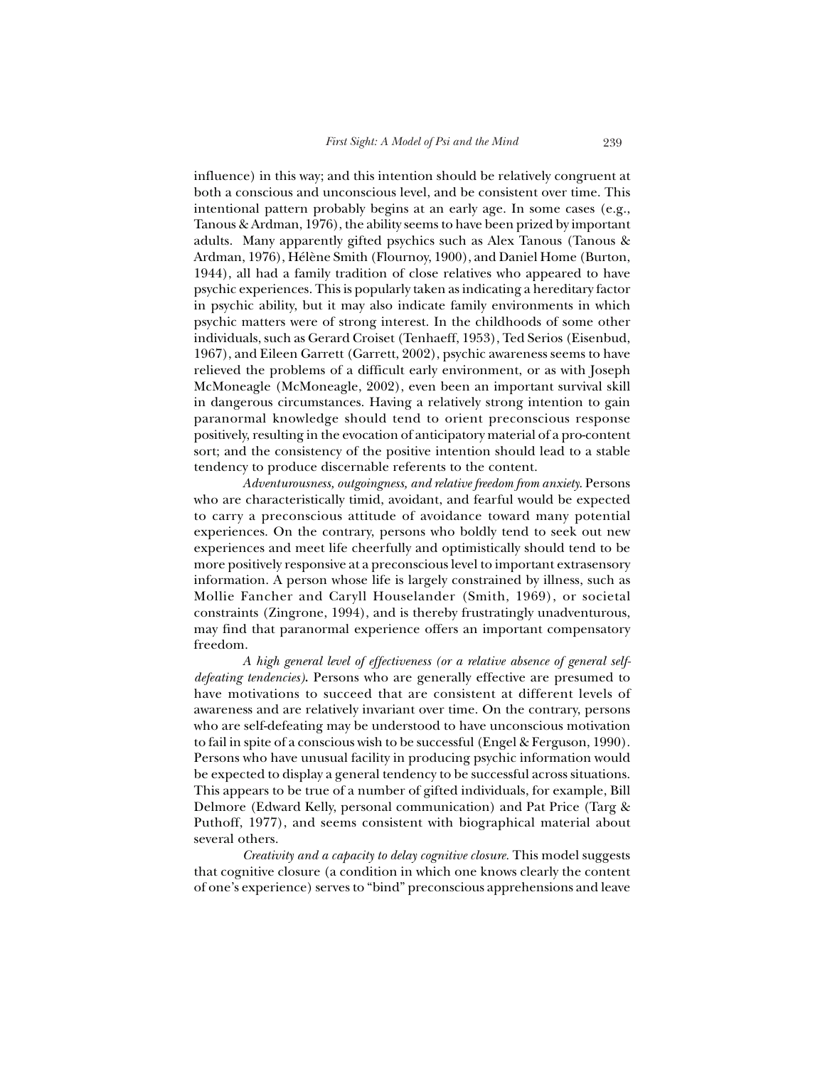influence) in this way; and this intention should be relatively congruent at both a conscious and unconscious level, and be consistent over time. This intentional pattern probably begins at an early age. In some cases (e.g., Tanous & Ardman, 1976), the ability seems to have been prized by important adults. Many apparently gifted psychics such as Alex Tanous (Tanous & Ardman, 1976), Hélène Smith (Flournoy, 1900), and Daniel Home (Burton, 1944), all had a family tradition of close relatives who appeared to have psychic experiences. This is popularly taken as indicating a hereditary factor in psychic ability, but it may also indicate family environments in which psychic matters were of strong interest. In the childhoods of some other individuals, such as Gerard Croiset (Tenhaeff, 1953), Ted Serios (Eisenbud, 1967), and Eileen Garrett (Garrett, 2002), psychic awareness seems to have relieved the problems of a difficult early environment, or as with Joseph McMoneagle (McMoneagle, 2002), even been an important survival skill in dangerous circumstances. Having a relatively strong intention to gain paranormal knowledge should tend to orient preconscious response positively, resulting in the evocation of anticipatory material of a pro-content sort; and the consistency of the positive intention should lead to a stable tendency to produce discernable referents to the content.

*Adventurousness, outgoingness, and relative freedom from anxiety.* Persons who are characteristically timid, avoidant, and fearful would be expected to carry a preconscious attitude of avoidance toward many potential experiences. On the contrary, persons who boldly tend to seek out new experiences and meet life cheerfully and optimistically should tend to be more positively responsive at a preconscious level to important extrasensory information. A person whose life is largely constrained by illness, such as Mollie Fancher and Caryll Houselander (Smith, 1969), or societal constraints (Zingrone, 1994), and is thereby frustratingly unadventurous, may find that paranormal experience offers an important compensatory freedom.

*A high general level of effectiveness (or a relative absence of general self-defeating tendencies).* Persons who are generally effective are presumed to have motivations to succeed that are consistent at different levels of awareness and are relatively invariant over time. On the contrary, persons who are self-defeating may be understood to have unconscious motivation to fail in spite of a conscious wish to be successful (Engel & Ferguson, 1990). Persons who have unusual facility in producing psychic information would be expected to display a general tendency to be successful across situations. This appears to be true of a number of gifted individuals, for example, Bill Delmore (Edward Kelly, personal communication) and Pat Price (Targ & Puthoff, 1977), and seems consistent with biographical material about several others.

*Creativity and a capacity to delay cognitive closure.* This model suggests that cognitive closure (a condition in which one knows clearly the content of one's experience) serves to "bind" preconscious apprehensions and leave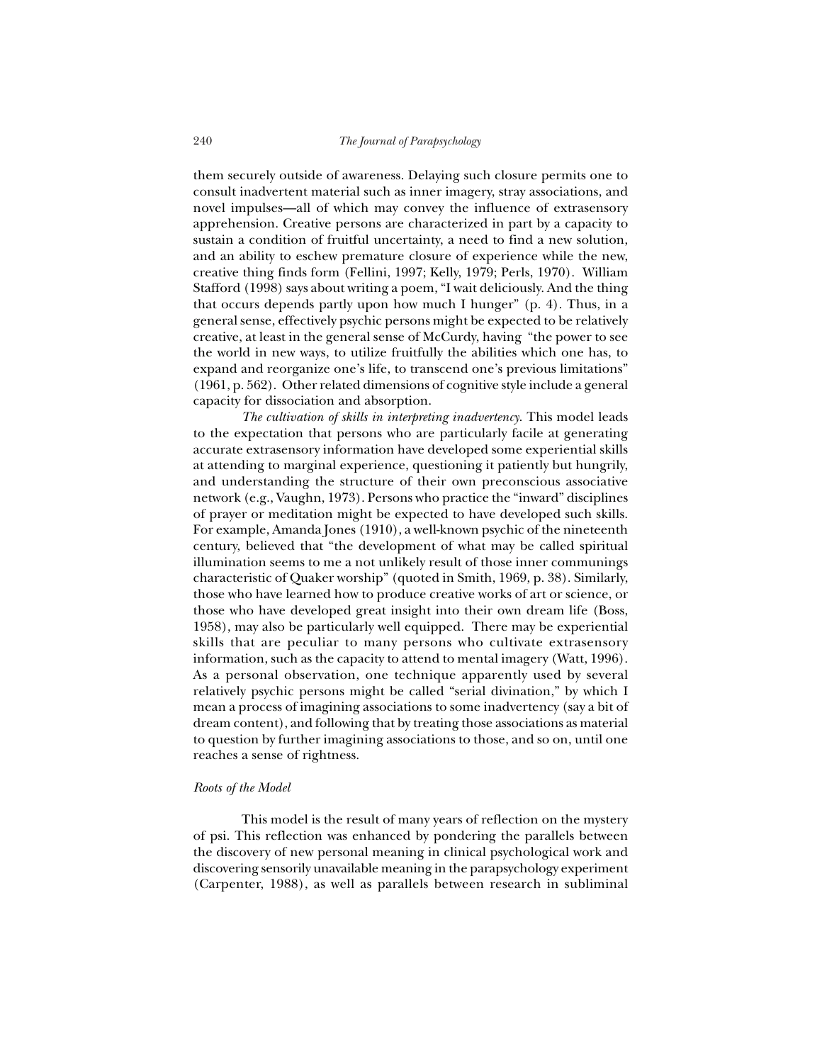them securely outside of awareness. Delaying such closure permits one to consult inadvertent material such as inner imagery, stray associations, and novel impulses—all of which may convey the influence of extrasensory apprehension. Creative persons are characterized in part by a capacity to sustain a condition of fruitful uncertainty, a need to find a new solution, and an ability to eschew premature closure of experience while the new, creative thing finds form (Fellini, 1997; Kelly, 1979; Perls, 1970). William Stafford (1998) says about writing a poem, "I wait deliciously. And the thing that occurs depends partly upon how much I hunger" (p. 4). Thus, in a general sense, effectively psychic persons might be expected to be relatively creative, at least in the general sense of McCurdy, having "the power to see the world in new ways, to utilize fruitfully the abilities which one has, to expand and reorganize one's life, to transcend one's previous limitations" (1961, p. 562). Other related dimensions of cognitive style include a general capacity for dissociation and absorption.

*The cultivation of skills in interpreting inadvertency.* This model leads to the expectation that persons who are particularly facile at generating accurate extrasensory information have developed some experiential skills at attending to marginal experience, questioning it patiently but hungrily, and understanding the structure of their own preconscious associative network (e.g., Vaughn, 1973). Persons who practice the "inward" disciplines of prayer or meditation might be expected to have developed such skills. For example, Amanda Jones (1910), a well-known psychic of the nineteenth century, believed that "the development of what may be called spiritual illumination seems to me a not unlikely result of those inner communings characteristic of Quaker worship" (quoted in Smith, 1969, p. 38). Similarly, those who have learned how to produce creative works of art or science, or those who have developed great insight into their own dream life (Boss, 1958), may also be particularly well equipped. There may be experiential skills that are peculiar to many persons who cultivate extrasensory information, such as the capacity to attend to mental imagery (Watt, 1996). As a personal observation, one technique apparently used by several relatively psychic persons might be called "serial divination," by which I mean a process of imagining associations to some inadvertency (say a bit of dream content), and following that by treating those associations as material to question by further imagining associations to those, and so on, until one reaches a sense of rightness.

*Roots of the Model*

This model is the result of many years of reflection on the mystery of psi. This reflection was enhanced by pondering the parallels between the discovery of new personal meaning in clinical psychological work and discovering sensorily unavailable meaning in the parapsychology experiment (Carpenter, 1988), as well as parallels between research in subliminal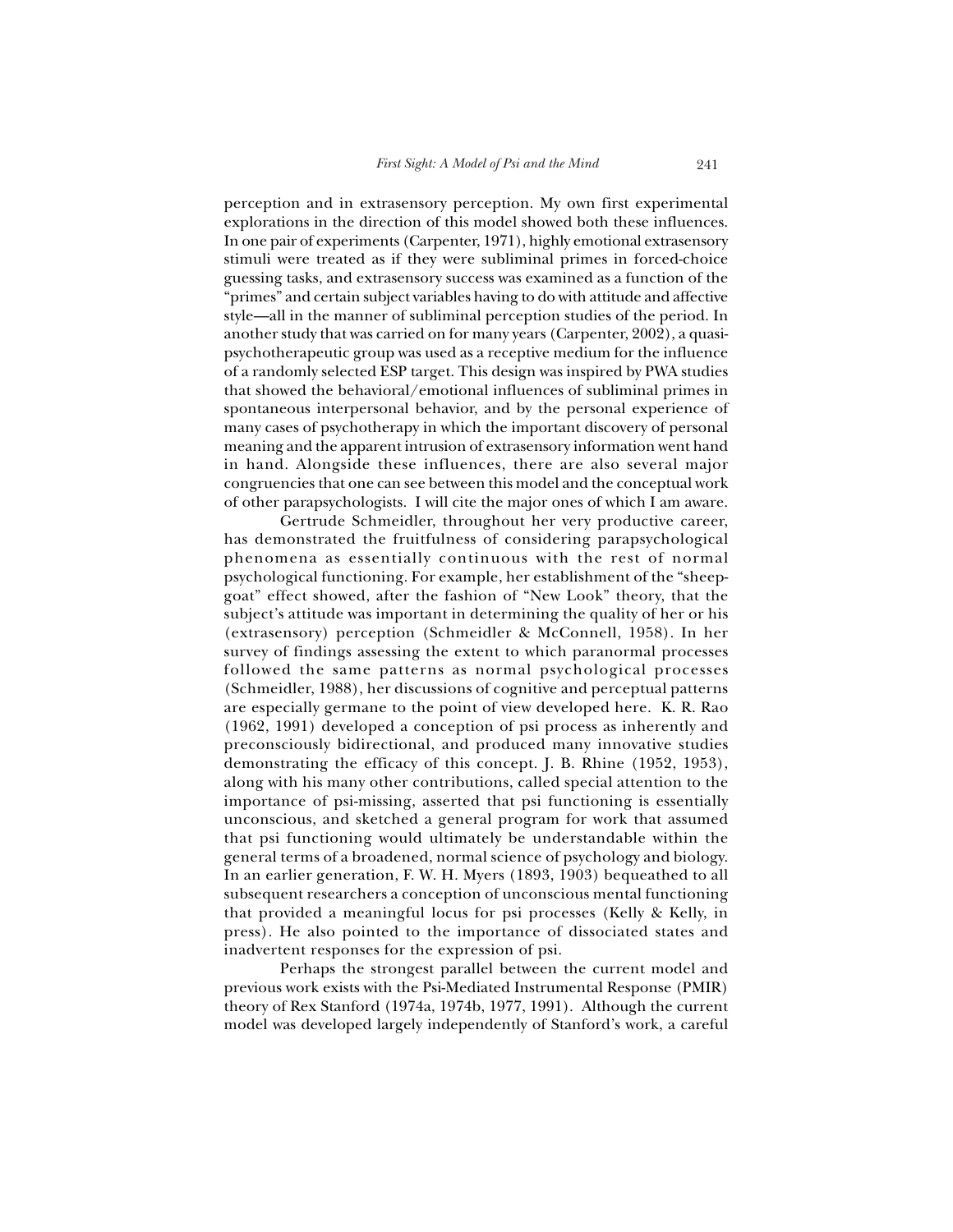perception and in extrasensory perception. My own first experimental explorations in the direction of this model showed both these influences. In one pair of experiments (Carpenter, 1971), highly emotional extrasensory stimuli were treated as if they were subliminal primes in forced-choice guessing tasks, and extrasensory success was examined as a function of the "primes" and certain subject variables having to do with attitude and affective style—all in the manner of subliminal perception studies of the period. In another study that was carried on for many years (Carpenter, 2002), a quasi-psychotherapeutic group was used as a receptive medium for the influence of a randomly selected ESP target. This design was inspired by PWA studies that showed the behavioral/emotional influences of subliminal primes in spontaneous interpersonal behavior, and by the personal experience of many cases of psychotherapy in which the important discovery of personal meaning and the apparent intrusion of extrasensory information went hand in hand. Alongside these influences, there are also several major congruencies that one can see between this model and the conceptual work of other parapsychologists. I will cite the major ones of which I am aware.

Gertrude Schmeidler, throughout her very productive career, has demonstrated the fruitfulness of considering parapsychological phenomena as essentially continuous with the rest of normal psychological functioning. For example, her establishment of the "sheep-goat" effect showed, after the fashion of "New Look" theory, that the subject's attitude was important in determining the quality of her or his (extrasensory) perception (Schmeidler & McConnell, 1958). In her survey of findings assessing the extent to which paranormal processes followed the same patterns as normal psychological processes (Schmeidler, 1988), her discussions of cognitive and perceptual patterns are especially germane to the point of view developed here. K. R. Rao (1962, 1991) developed a conception of psi process as inherently and preconsciously bidirectional, and produced many innovative studies demonstrating the efficacy of this concept. J. B. Rhine (1952, 1953), along with his many other contributions, called special attention to the importance of psi-missing, asserted that psi functioning is essentially unconscious, and sketched a general program for work that assumed that psi functioning would ultimately be understandable within the general terms of a broadened, normal science of psychology and biology. In an earlier generation, F. W. H. Myers (1893, 1903) bequeathed to all subsequent researchers a conception of unconscious mental functioning that provided a meaningful locus for psi processes (Kelly & Kelly, in press). He also pointed to the importance of dissociated states and inadvertent responses for the expression of psi.

Perhaps the strongest parallel between the current model and previous work exists with the Psi-Mediated Instrumental Response (PMIR) theory of Rex Stanford (1974a, 1974b, 1977, 1991). Although the current model was developed largely independently of Stanford's work, a careful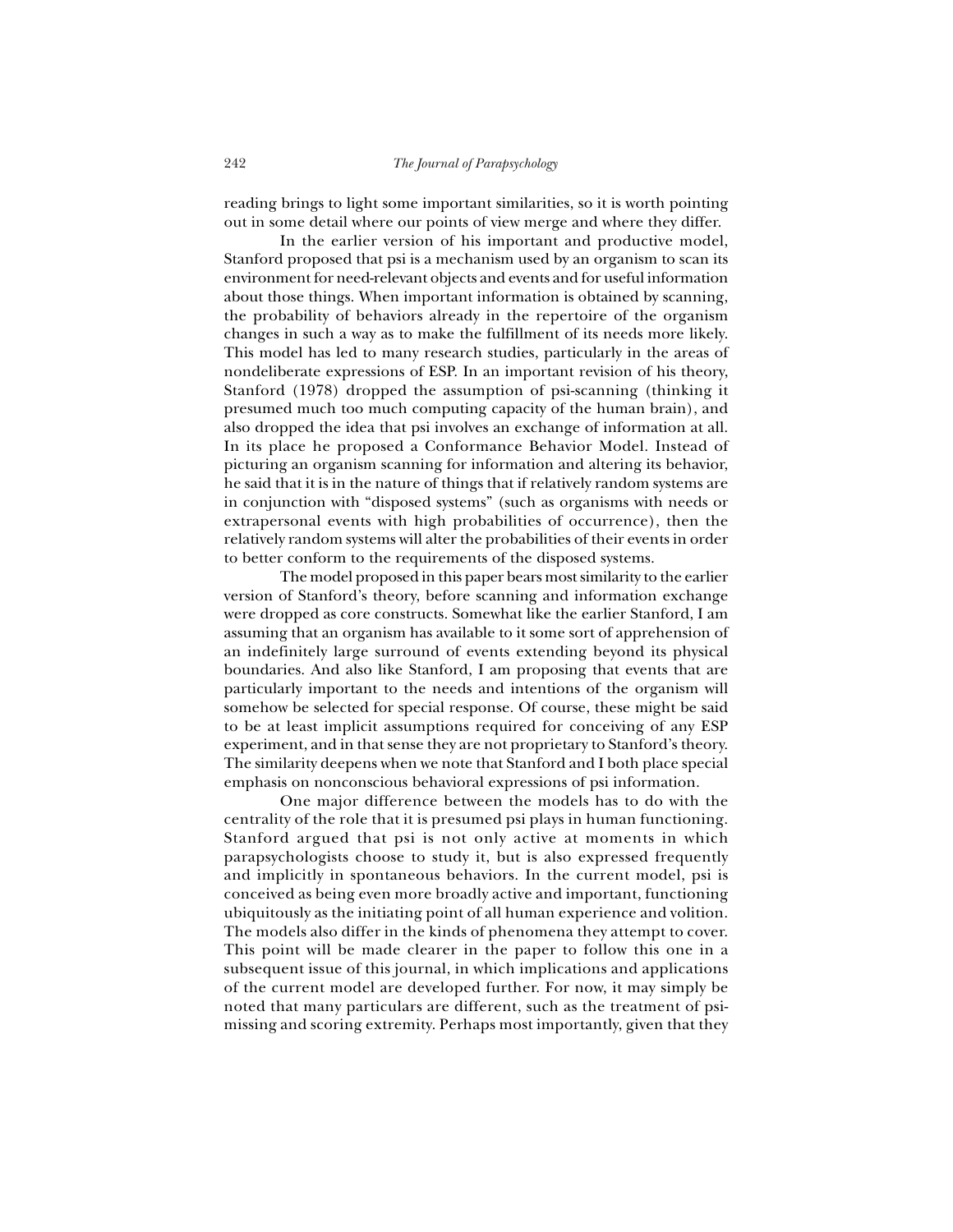reading brings to light some important similarities, so it is worth pointing out in some detail where our points of view merge and where they differ.

In the earlier version of his important and productive model, Stanford proposed that psi is a mechanism used by an organism to scan its environment for need-relevant objects and events and for useful information about those things. When important information is obtained by scanning, the probability of behaviors already in the repertoire of the organism changes in such a way as to make the fulfillment of its needs more likely. This model has led to many research studies, particularly in the areas of nondeliberate expressions of ESP. In an important revision of his theory, Stanford (1978) dropped the assumption of psi-scanning (thinking it presumed much too much computing capacity of the human brain), and also dropped the idea that psi involves an exchange of information at all. In its place he proposed a Conformance Behavior Model. Instead of picturing an organism scanning for information and altering its behavior, he said that it is in the nature of things that if relatively random systems are in conjunction with "disposed systems" (such as organisms with needs or extrapersonal events with high probabilities of occurrence), then the relatively random systems will alter the probabilities of their events in order to better conform to the requirements of the disposed systems.

The model proposed in this paper bears most similarity to the earlier version of Stanford's theory, before scanning and information exchange were dropped as core constructs. Somewhat like the earlier Stanford, I am assuming that an organism has available to it some sort of apprehension of an indefinitely large surround of events extending beyond its physical boundaries. And also like Stanford, I am proposing that events that are particularly important to the needs and intentions of the organism will somehow be selected for special response. Of course, these might be said to be at least implicit assumptions required for conceiving of any ESP experiment, and in that sense they are not proprietary to Stanford's theory. The similarity deepens when we note that Stanford and I both place special emphasis on nonconscious behavioral expressions of psi information.

One major difference between the models has to do with the centrality of the role that it is presumed psi plays in human functioning. Stanford argued that psi is not only active at moments in which parapsychologists choose to study it, but is also expressed frequently and implicitly in spontaneous behaviors. In the current model, psi is conceived as being even more broadly active and important, functioning ubiquitously as the initiating point of all human experience and volition. The models also differ in the kinds of phenomena they attempt to cover. This point will be made clearer in the paper to follow this one in a subsequent issue of this journal, in which implications and applications of the current model are developed further. For now, it may simply be noted that many particulars are different, such as the treatment of psi-missing and scoring extremity. Perhaps most importantly, given that they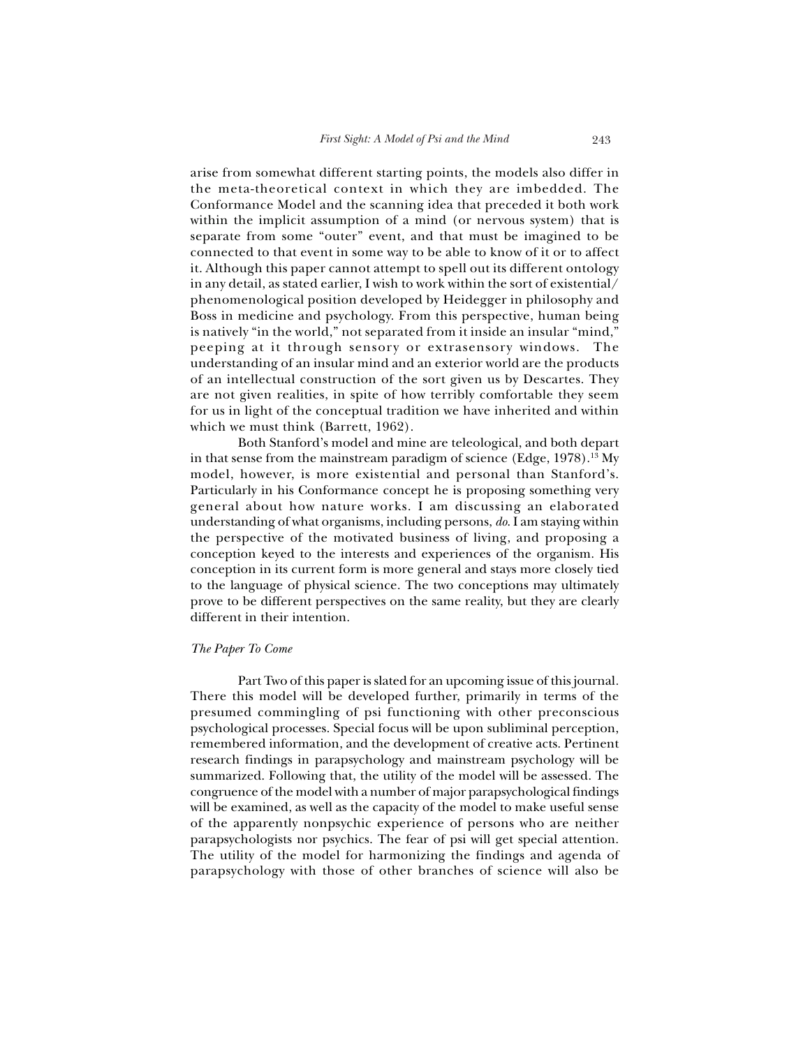arise from somewhat different starting points, the models also differ in the meta-theoretical context in which they are imbedded. The Conformance Model and the scanning idea that preceded it both work within the implicit assumption of a mind (or nervous system) that is separate from some "outer" event, and that must be imagined to be connected to that event in some way to be able to know of it or to affect it. Although this paper cannot attempt to spell out its different ontology in any detail, as stated earlier, I wish to work within the sort of existential/phenomenological position developed by Heidegger in philosophy and Boss in medicine and psychology. From this perspective, human being is natively "in the world," not separated from it inside an insular "mind," peeping at it through sensory or extrasensory windows. The understanding of an insular mind and an exterior world are the products of an intellectual construction of the sort given us by Descartes. They are not given realities, in spite of how terribly comfortable they seem for us in light of the conceptual tradition we have inherited and within which we must think (Barrett, 1962).

Both Stanford's model and mine are teleological, and both depart in that sense from the mainstream paradigm of science (Edge, 1978).[13] My model, however, is more existential and personal than Stanford's. Particularly in his Conformance concept he is proposing something very general about how nature works. I am discussing an elaborated understanding of what organisms, including persons, *do*. I am staying within the perspective of the motivated business of living, and proposing a conception keyed to the interests and experiences of the organism. His conception in its current form is more general and stays more closely tied to the language of physical science. The two conceptions may ultimately prove to be different perspectives on the same reality, but they are clearly different in their intention.

### *The Paper To Come*

Part Two of this paper is slated for an upcoming issue of this journal. There this model will be developed further, primarily in terms of the presumed commingling of psi functioning with other preconscious psychological processes. Special focus will be upon subliminal perception, remembered information, and the development of creative acts. Pertinent research findings in parapsychology and mainstream psychology will be summarized. Following that, the utility of the model will be assessed. The congruence of the model with a number of major parapsychological findings will be examined, as well as the capacity of the model to make useful sense of the apparently nonpsychic experience of persons who are neither parapsychologists nor psychics. The fear of psi will get special attention. The utility of the model for harmonizing the findings and agenda of parapsychology with those of other branches of science will also be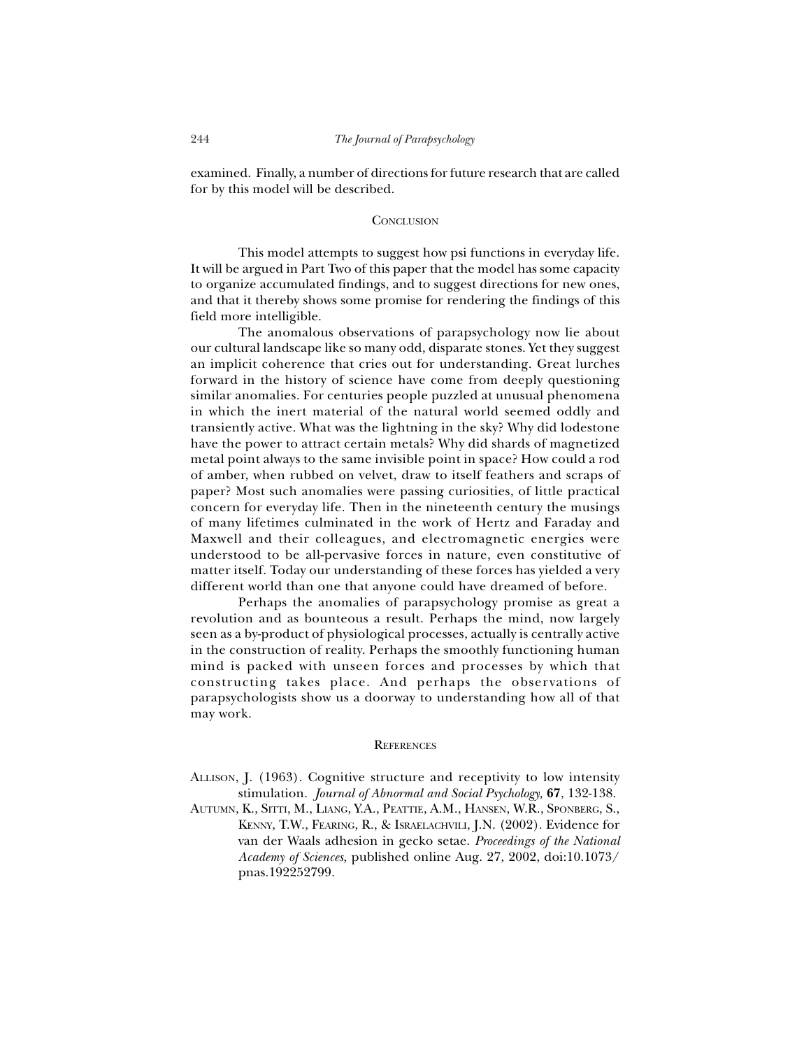examined. Finally, a number of directions for future research that are called for by this model will be described.

## Conclusion

This model attempts to suggest how psi functions in everyday life. It will be argued in Part Two of this paper that the model has some capacity to organize accumulated findings, and to suggest directions for new ones, and that it thereby shows some promise for rendering the findings of this field more intelligible.

The anomalous observations of parapsychology now lie about our cultural landscape like so many odd, disparate stones. Yet they suggest an implicit coherence that cries out for understanding. Great lurches forward in the history of science have come from deeply questioning similar anomalies. For centuries people puzzled at unusual phenomena in which the inert material of the natural world seemed oddly and transiently active. What was the lightning in the sky? Why did lodestone have the power to attract certain metals? Why did shards of magnetized metal point always to the same invisible point in space? How could a rod of amber, when rubbed on velvet, draw to itself feathers and scraps of paper? Most such anomalies were passing curiosities, of little practical concern for everyday life. Then in the nineteenth century the musings of many lifetimes culminated in the work of Hertz and Faraday and Maxwell and their colleagues, and electromagnetic energies were understood to be all-pervasive forces in nature, even constitutive of matter itself. Today our understanding of these forces has yielded a very different world than one that anyone could have dreamed of before.

Perhaps the anomalies of parapsychology promise as great a revolution and as bounteous a result. Perhaps the mind, now largely seen as a by-product of physiological processes, actually is centrally active in the construction of reality. Perhaps the smoothly functioning human mind is packed with unseen forces and processes by which that constructing takes place. And perhaps the observations of parapsychologists show us a doorway to understanding how all of that may work.

## References

Allison, J. (1963). Cognitive structure and receptivity to low intensity stimulation. *Journal of Abnormal and Social Psychology,* **67**, 132-138.

Autumn, K., Sitti, M., Liang, Y.A., Peattie, A.M., Hansen, W.R., Sponberg, S., Kenny, T.W., Fearing, R., & Israelachvili, J.N. (2002). Evidence for van der Waals adhesion in gecko setae. *Proceedings of the National Academy of Sciences,* published online Aug. 27, 2002, doi:10.1073/pnas.192252799.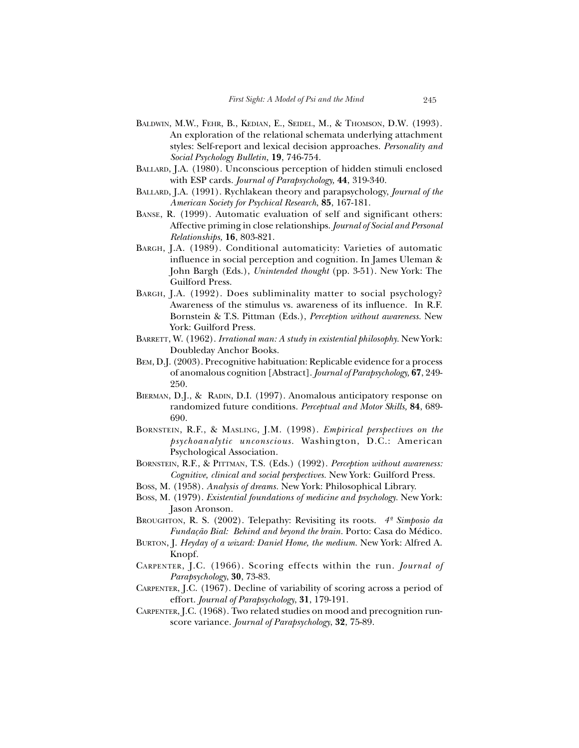Baldwin, M.W., Fehr, B., Kedian, E., Seidel, M., & Thomson, D.W. (1993). An exploration of the relational schemata underlying attachment styles: Self-report and lexical decision approaches. *Personality and Social Psychology Bulletin,* **19**, 746-754.

Ballard, J.A. (1980). Unconscious perception of hidden stimuli enclosed with ESP cards. *Journal of Parapsychology,* **44**, 319-340.

Ballard, J.A. (1991). Rychlakean theory and parapsychology, *Journal of the American Society for Psychical Research*, **85**, 167-181.

Banse, R. (1999). Automatic evaluation of self and significant others: Affective priming in close relationships. *Journal of Social and Personal Relationships,* **16**, 803-821.

Bargh, J.A. (1989). Conditional automaticity: Varieties of automatic influence in social perception and cognition. In James Uleman & John Bargh (Eds.), *Unintended thought* (pp. 3-51). New York: The Guilford Press.

Bargh, J.A. (1992). Does subliminality matter to social psychology? Awareness of the stimulus vs. awareness of its influence. In R.F. Bornstein & T.S. Pittman (Eds.), *Perception without awareness.* New York: Guilford Press.

Barrett, W. (1962). *Irrational man: A study in existential philosophy.* New York: Doubleday Anchor Books.

Bem, D.J. (2003). Precognitive habituation: Replicable evidence for a process of anomalous cognition [Abstract]. *Journal of Parapsychology,* **67**, 249-250.

Bierman, D.J., & Radin, D.I. (1997). Anomalous anticipatory response on randomized future conditions. *Perceptual and Motor Skills,* **84**, 689-690.

Bornstein, R.F., & Masling, J.M. (1998). *Empirical perspectives on the psychoanalytic unconscious.* Washington, D.C.: American Psychological Association.

Bornstein, R.F., & Pittman, T.S. (Eds.) (1992). *Perception without awareness: Cognitive, clinical and social perspectives.* New York: Guilford Press.

Boss, M. (1958). *Analysis of dreams.* New York: Philosophical Library.

Boss, M. (1979). *Existential foundations of medicine and psychology.* New York: Jason Aronson.

Broughton, R. S. (2002). Telepathy: Revisiting its roots. *4º Simposio da Fundação Bial: Behind and beyond the brain*. Porto: Casa do Médico.

Burton, J. *Heyday of a wizard: Daniel Home, the medium.* New York: Alfred A. Knopf.

Carpenter, J.C. (1966). Scoring effects within the run. *Journal of Parapsychology*, **30**, 73-83.

Carpenter, J.C. (1967). Decline of variability of scoring across a period of effort. *Journal of Parapsychology*, **31**, 179-191.

Carpenter, J.C. (1968). Two related studies on mood and precognition run-score variance. *Journal of Parapsychology*, **32**, 75-89.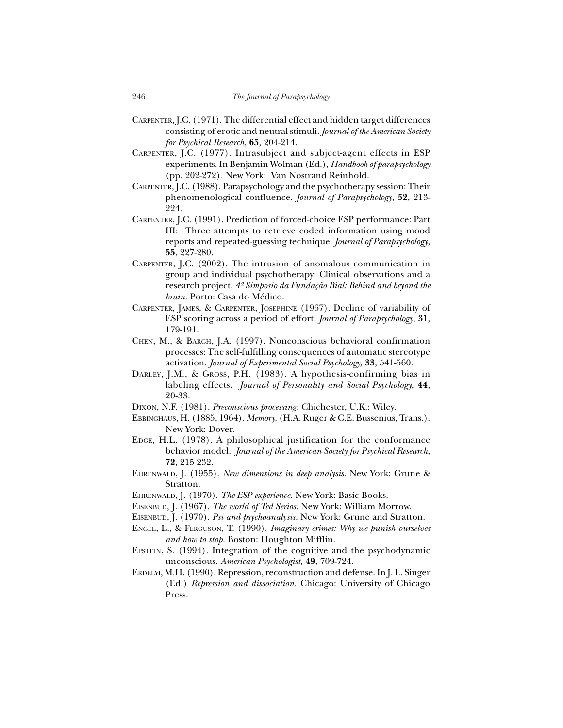Carpenter, J.C. (1971). The differential effect and hidden target differences consisting of erotic and neutral stimuli. *Journal of the American Society for Psychical Research,* **65**, 204-214.

Carpenter, J.C. (1977). Intrasubject and subject-agent effects in ESP experiments. In Benjamin Wolman (Ed.), *Handbook of parapsychology* (pp. 202-272). New York: Van Nostrand Reinhold.

Carpenter, J.C. (1988). Parapsychology and the psychotherapy session: Their phenomenological confluence. *Journal of Parapsychology,* **52**, 213-224.

Carpenter, J.C. (1991). Prediction of forced-choice ESP performance: Part III: Three attempts to retrieve coded information using mood reports and repeated-guessing technique. *Journal of Parapsychology,* **55**, 227-280.

Carpenter, J.C. (2002). The intrusion of anomalous communication in group and individual psychotherapy: Clinical observations and a research project. *4º Simposio da Fundação Bial: Behind and beyond the brain.* Porto: Casa do Médico.

Carpenter, James, & Carpenter, Josephine (1967). Decline of variability of ESP scoring across a period of effort. *Journal of Parapsychology,* **31**, 179-191.

Chen, M., & Bargh, J.A. (1997). Nonconscious behavioral confirmation processes: The self-fulfilling consequences of automatic stereotype activation. *Journal of Experimental Social Psychology,* **33**, 541-560.

Darley, J.M., & Gross, P.H. (1983). A hypothesis-confirming bias in labeling effects. *Journal of Personality and Social Psychology,* **44**, 20-33.

Dixon, N.F. (1981). *Preconscious processing.* Chichester, U.K.: Wiley.

Ebbinghaus, H. (1885, 1964). *Memory.* (H.A. Ruger & C.E. Bussenius, Trans.). New York: Dover.

Edge, H.L. (1978). A philosophical justification for the conformance behavior model. *Journal of the American Society for Psychical Research,* **72**, 215-232.

Ehrenwald, J. (1955). *New dimensions in deep analysis.* New York: Grune & Stratton.

Ehrenwald, J. (1970). *The ESP experience.* New York: Basic Books.

Eisenbud, J. (1967). *The world of Ted Serios.* New York: William Morrow.

Eisenbud, J. (1970). *Psi and psychoanalysis.* New York: Grune and Stratton.

Engel, L., & Ferguson, T. (1990). *Imaginary crimes: Why we punish ourselves and how to stop.* Boston: Houghton Mifflin.

Epstein, S. (1994). Integration of the cognitive and the psychodynamic unconscious. *American Psychologist,* **49**, 709-724.

Erdelyi, M.H. (1990). Repression, reconstruction and defense. In J. L. Singer (Ed.) *Repression and dissociation.* Chicago: University of Chicago Press.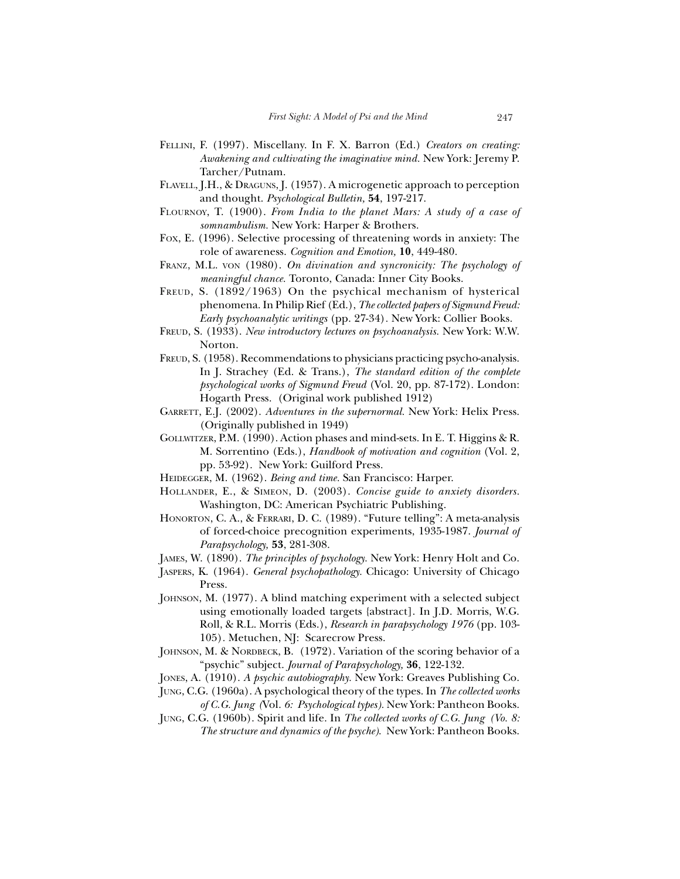Fellini, F. (1997). Miscellany. In F. X. Barron (Ed.) *Creators on creating: Awakening and cultivating the imaginative mind.* New York: Jeremy P. Tarcher/Putnam.

Flavell, J.H., & Draguns, J. (1957). A microgenetic approach to perception and thought. *Psychological Bulletin,* **54**, 197-217.

Flournoy, T. (1900). *From India to the planet Mars: A study of a case of somnambulism.* New York: Harper & Brothers.

Fox, E. (1996). Selective processing of threatening words in anxiety: The role of awareness. *Cognition and Emotion,* **10**, 449-480.

Franz, M.L. von (1980). *On divination and syncronicity: The psychology of meaningful chance.* Toronto, Canada: Inner City Books.

Freud, S. (1892/1963) On the psychical mechanism of hysterical phenomena. In Philip Rief (Ed.), *The collected papers of Sigmund Freud: Early psychoanalytic writings* (pp. 27-34). New York: Collier Books.

Freud, S. (1933). *New introductory lectures on psychoanalysis.* New York: W.W. Norton.

Freud, S. (1958). Recommendations to physicians practicing psycho-analysis. In J. Strachey (Ed. & Trans.), *The standard edition of the complete psychological works of Sigmund Freud* (Vol. 20, pp. 87-172). London: Hogarth Press. (Original work published 1912)

Garrett, E.J. (2002). *Adventures in the supernormal.* New York: Helix Press. (Originally published in 1949)

Gollwitzer, P.M. (1990). Action phases and mind-sets. In E. T. Higgins & R. M. Sorrentino (Eds.), *Handbook of motivation and cognition* (Vol. 2, pp. 53-92). New York: Guilford Press.

Heidegger, M. (1962). *Being and time.* San Francisco: Harper.

Hollander, E., & Simeon, D. (2003). *Concise guide to anxiety disorders.* Washington, DC: American Psychiatric Publishing.

Honorton, C. A., & Ferrari, D. C. (1989). "Future telling": A meta-analysis of forced-choice precognition experiments, 1935-1987. *Journal of Parapsychology,* **53**, 281-308.

James, W. (1890). *The principles of psychology.* New York: Henry Holt and Co.

Jaspers, K. (1964). *General psychopathology.* Chicago: University of Chicago Press.

Johnson, M. (1977). A blind matching experiment with a selected subject using emotionally loaded targets {abstract]. In J.D. Morris, W.G. Roll, & R.L. Morris (Eds.), *Research in parapsychology 1976* (pp. 103-105). Metuchen, NJ: Scarecrow Press.

Johnson, M. & Nordbeck, B. (1972). Variation of the scoring behavior of a "psychic" subject. *Journal of Parapsychology,* **36**, 122-132.

Jones, A. (1910). *A psychic autobiography.* New York: Greaves Publishing Co.

Jung, C.G. (1960a). A psychological theory of the types. In *The collected works of C.G. Jung (*Vol. *6: Psychological types).* New York: Pantheon Books.

Jung, C.G. (1960b). Spirit and life. In *The collected works of C.G. Jung (Vo. 8: The structure and dynamics of the psyche).* New York: Pantheon Books.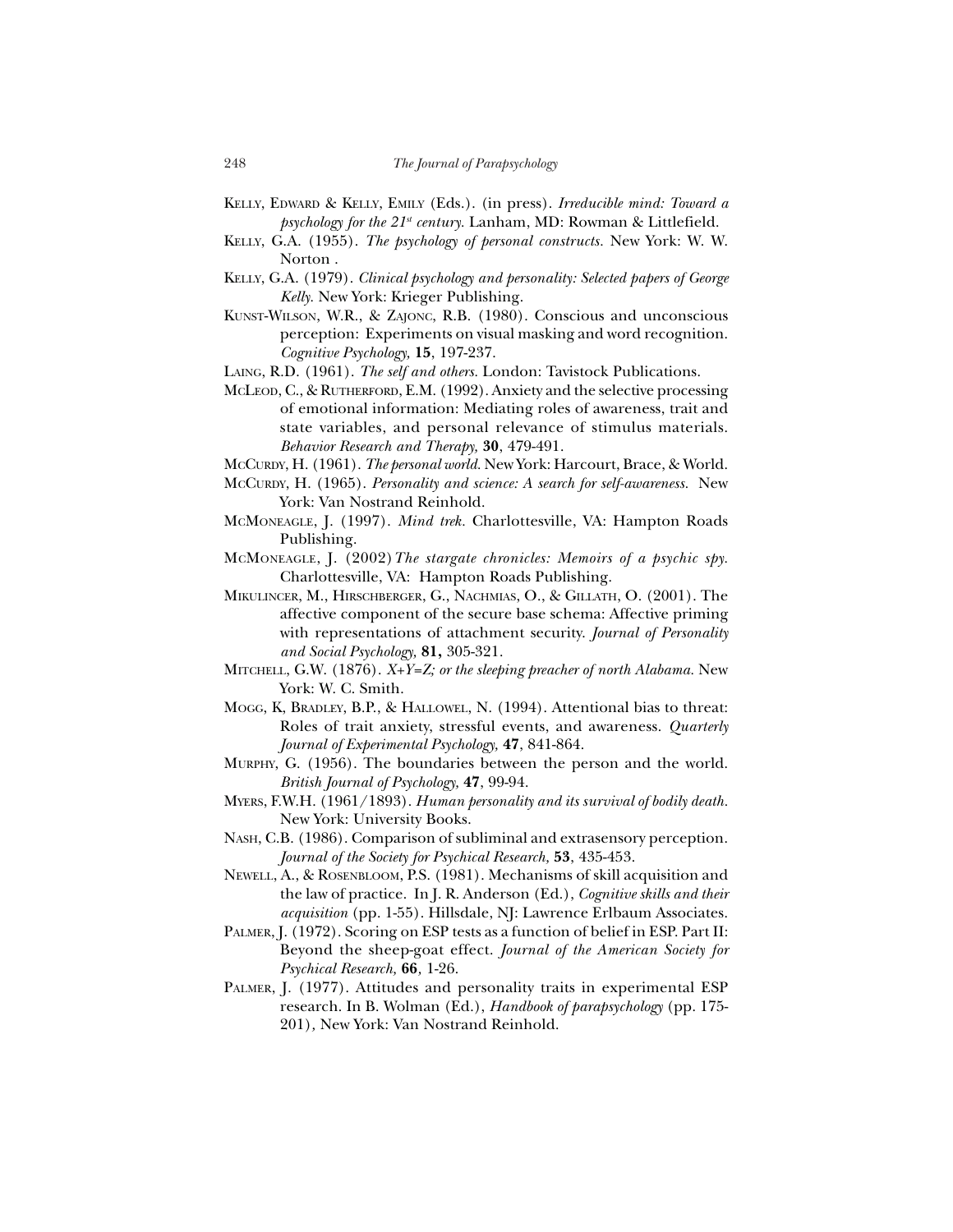Kelly, Edward & Kelly, Emily (Eds.). (in press). *Irreducible mind: Toward a psychology for the 21st century.* Lanham, MD: Rowman & Littlefield.

Kelly, G.A. (1955). *The psychology of personal constructs.* New York: W. W. Norton .

Kelly, G.A. (1979). *Clinical psychology and personality: Selected papers of George Kelly.* New York: Krieger Publishing.

Kunst-Wilson, W.R., & Zajonc, R.B. (1980). Conscious and unconscious perception: Experiments on visual masking and word recognition. *Cognitive Psychology,* **15**, 197-237.

Laing, R.D. (1961). *The self and others.* London: Tavistock Publications.

McLeod, C., & Rutherford, E.M. (1992). Anxiety and the selective processing of emotional information: Mediating roles of awareness, trait and state variables, and personal relevance of stimulus materials. *Behavior Research and Therapy,* **30**, 479-491.

McCurdy, H. (1961). *The personal world.* New York: Harcourt, Brace, & World.

McCurdy, H. (1965). *Personality and science: A search for self-awareness.* New York: Van Nostrand Reinhold.

McMoneagle, J. (1997). *Mind trek.* Charlottesville, VA: Hampton Roads Publishing.

McMoneagle, J. (2002) *The stargate chronicles: Memoirs of a psychic spy.* Charlottesville, VA: Hampton Roads Publishing.

Mikulincer, M., Hirschberger, G., Nachmias, O., & Gillath, O. (2001). The affective component of the secure base schema: Affective priming with representations of attachment security. *Journal of Personality and Social Psychology,* **81,** 305-321.

Mitchell, G.W. (1876). *X+Y=Z; or the sleeping preacher of north Alabama.* New York: W. C. Smith.

Mogg, K, Bradley, B.P., & Hallowel, N. (1994). Attentional bias to threat: Roles of trait anxiety, stressful events, and awareness. *Quarterly Journal of Experimental Psychology,* **47**, 841-864.

Murphy, G. (1956). The boundaries between the person and the world. *British Journal of Psychology,* **47**, 99-94.

Myers, F.W.H. (1961/1893). *Human personality and its survival of bodily death.* New York: University Books.

Nash, C.B. (1986). Comparison of subliminal and extrasensory perception. *Journal of the Society for Psychical Research,* **53**, 435-453.

Newell, A., & Rosenbloom, P.S. (1981). Mechanisms of skill acquisition and the law of practice. In J. R. Anderson (Ed.), *Cognitive skills and their acquisition* (pp. 1-55). Hillsdale, NJ: Lawrence Erlbaum Associates.

Palmer, J. (1972). Scoring on ESP tests as a function of belief in ESP. Part II: Beyond the sheep-goat effect. *Journal of the American Society for Psychical Research,* **66**, 1-26.

Palmer, J. (1977). Attitudes and personality traits in experimental ESP research. In B. Wolman (Ed.), *Handbook of parapsychology* (pp. 175-201), New York: Van Nostrand Reinhold.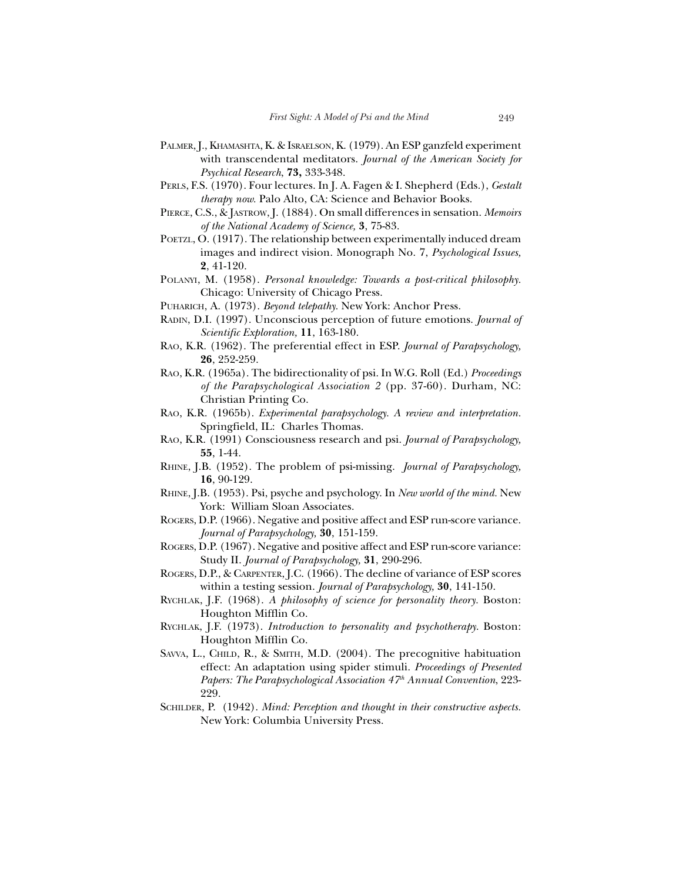Palmer, J., Khamashta, K. & Israelson, K. (1979). An ESP ganzfeld experiment with transcendental meditators. *Journal of the American Society for Psychical Research*, **73,** 333-348.

Perls, F.S. (1970). Four lectures. In J. A. Fagen & I. Shepherd (Eds.), *Gestalt therapy now.* Palo Alto, CA: Science and Behavior Books.

Pierce, C.S., & Jastrow, J. (1884). On small differences in sensation. *Memoirs of the National Academy of Science,* **3**, 75-83.

Poetzl, O. (1917). The relationship between experimentally induced dream images and indirect vision. Monograph No. 7, *Psychological Issues,* **2**, 41-120.

Polanyi, M. (1958). *Personal knowledge: Towards a post-critical philosophy.* Chicago: University of Chicago Press.

Puharich, A. (1973). *Beyond telepathy.* New York: Anchor Press.

Radin, D.I. (1997). Unconscious perception of future emotions. *Journal of Scientific Exploration,* **11**, 163-180.

Rao, K.R. (1962). The preferential effect in ESP. *Journal of Parapsychology,* **26**, 252-259.

Rao, K.R. (1965a). The bidirectionality of psi. In W.G. Roll (Ed.) *Proceedings of the Parapsychological Association 2* (pp. 37-60). Durham, NC: Christian Printing Co.

Rao, K.R. (1965b). *Experimental parapsychology. A review and interpretation.* Springfield, IL: Charles Thomas.

Rao, K.R. (1991) Consciousness research and psi. *Journal of Parapsychology,* **55**, 1-44.

Rhine, J.B. (1952). The problem of psi-missing. *Journal of Parapsychology,* **16**, 90-129.

Rhine, J.B. (1953). Psi, psyche and psychology. In *New world of the mind.* New York: William Sloan Associates.

Rogers, D.P. (1966). Negative and positive affect and ESP run-score variance. *Journal of Parapsychology,* **30**, 151-159.

Rogers, D.P. (1967). Negative and positive affect and ESP run-score variance: Study II. *Journal of Parapsychology,* **31**, 290-296.

Rogers, D.P., & Carpenter, J.C. (1966). The decline of variance of ESP scores within a testing session. *Journal of Parapsychology,* **30**, 141-150.

Rychlak, J.F. (1968). *A philosophy of science for personality theory.* Boston: Houghton Mifflin Co.

Rychlak, J.F. (1973). *Introduction to personality and psychotherapy.* Boston: Houghton Mifflin Co.

Savva, L., Child, R., & Smith, M.D. (2004). The precognitive habituation effect: An adaptation using spider stimuli. *Proceedings of Presented Papers: The Parapsychological Association 47th Annual Convention*, 223-229.

Schilder, P. (1942). *Mind: Perception and thought in their constructive aspects.* New York: Columbia University Press.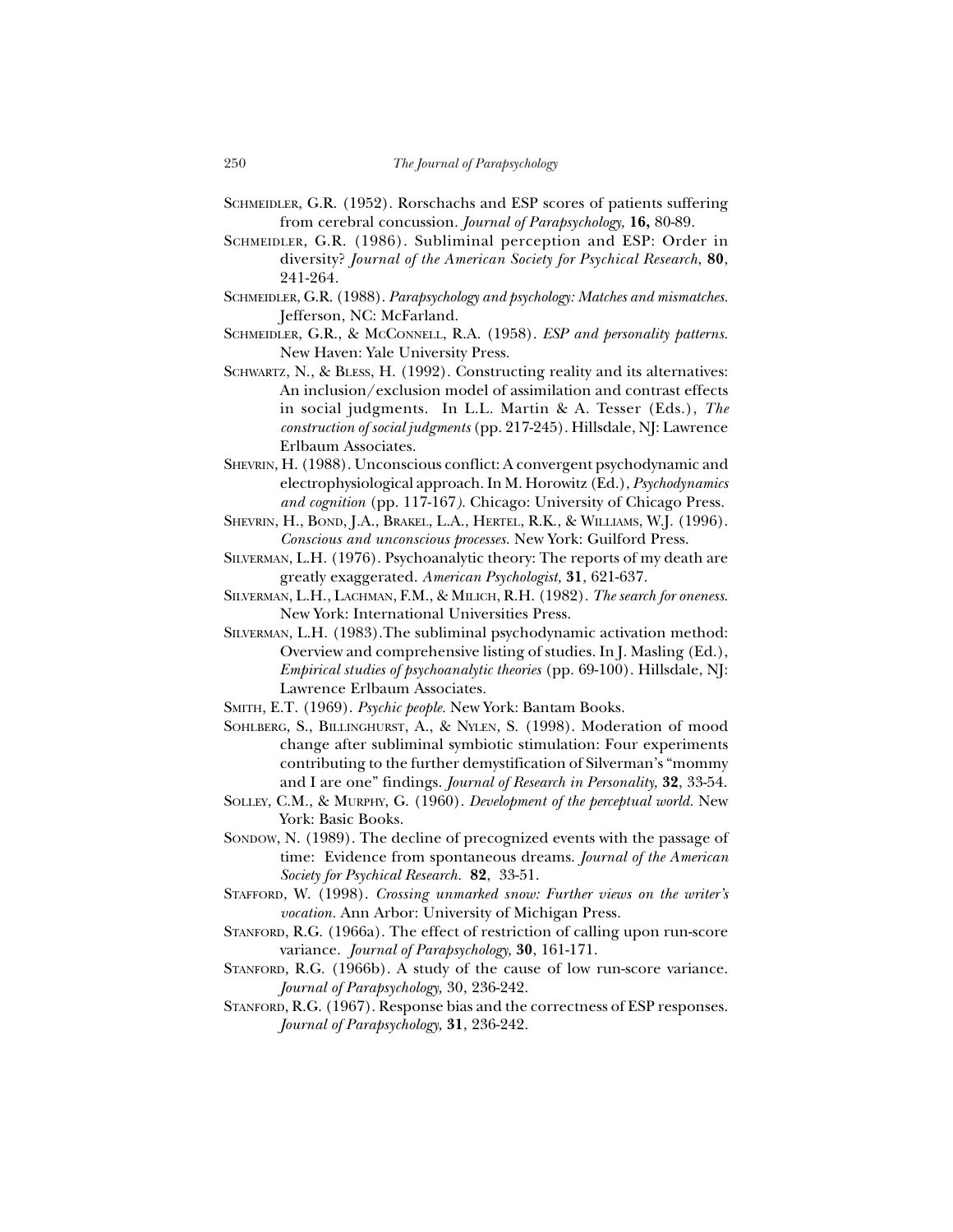Schmeidler, G.R. (1952). Rorschachs and ESP scores of patients suffering from cerebral concussion. *Journal of Parapsychology,* **16,** 80-89.

Schmeidler, G.R. (1986). Subliminal perception and ESP: Order in diversity? *Journal of the American Society for Psychical Research,* **80**, 241-264.

Schmeidler, G.R. (1988). *Parapsychology and psychology: Matches and mismatches.* Jefferson, NC: McFarland.

Schmeidler, G.R., & McConnell, R.A. (1958). *ESP and personality patterns.* New Haven: Yale University Press.

Schwartz, N., & Bless, H. (1992). Constructing reality and its alternatives: An inclusion/exclusion model of assimilation and contrast effects in social judgments. In L.L. Martin & A. Tesser (Eds.), *The construction of social judgments* (pp. 217-245). Hillsdale, NJ: Lawrence Erlbaum Associates.

Shevrin, H. (1988). Unconscious conflict: A convergent psychodynamic and electrophysiological approach. In M. Horowitz (Ed.), *Psychodynamics and cognition* (pp. 117-167). Chicago: University of Chicago Press.

Shevrin, H., Bond, J.A., Brakel, L.A., Hertel, R.K., & Williams, W.J. (1996). *Conscious and unconscious processes.* New York: Guilford Press.

Silverman, L.H. (1976). Psychoanalytic theory: The reports of my death are greatly exaggerated. *American Psychologist,* **31**, 621-637.

Silverman, L.H., Lachman, F.M., & Milich, R.H. (1982). *The search for oneness.* New York: International Universities Press.

Silverman, L.H. (1983).The subliminal psychodynamic activation method: Overview and comprehensive listing of studies. In J. Masling (Ed.), *Empirical studies of psychoanalytic theories* (pp. 69-100). Hillsdale, NJ: Lawrence Erlbaum Associates.

Smith, E.T. (1969). *Psychic people.* New York: Bantam Books.

Sohlberg, S., Billinghurst, A., & Nylen, S. (1998). Moderation of mood change after subliminal symbiotic stimulation: Four experiments contributing to the further demystification of Silverman's "mommy and I are one" findings. *Journal of Research in Personality,* **32**, 33-54.

Solley, C.M., & Murphy, G. (1960). *Development of the perceptual world.* New York: Basic Books.

Sondow, N. (1989). The decline of precognized events with the passage of time: Evidence from spontaneous dreams. *Journal of the American Society for Psychical Research.* **82**, 33-51.

Stafford, W. (1998). *Crossing unmarked snow: Further views on the writer's vocation.* Ann Arbor: University of Michigan Press.

Stanford, R.G. (1966a). The effect of restriction of calling upon run-score variance. *Journal of Parapsychology,* **30**, 161-171.

Stanford, R.G. (1966b). A study of the cause of low run-score variance. *Journal of Parapsychology,* 30, 236-242.

Stanford, R.G. (1967). Response bias and the correctness of ESP responses. *Journal of Parapsychology,* **31**, 236-242.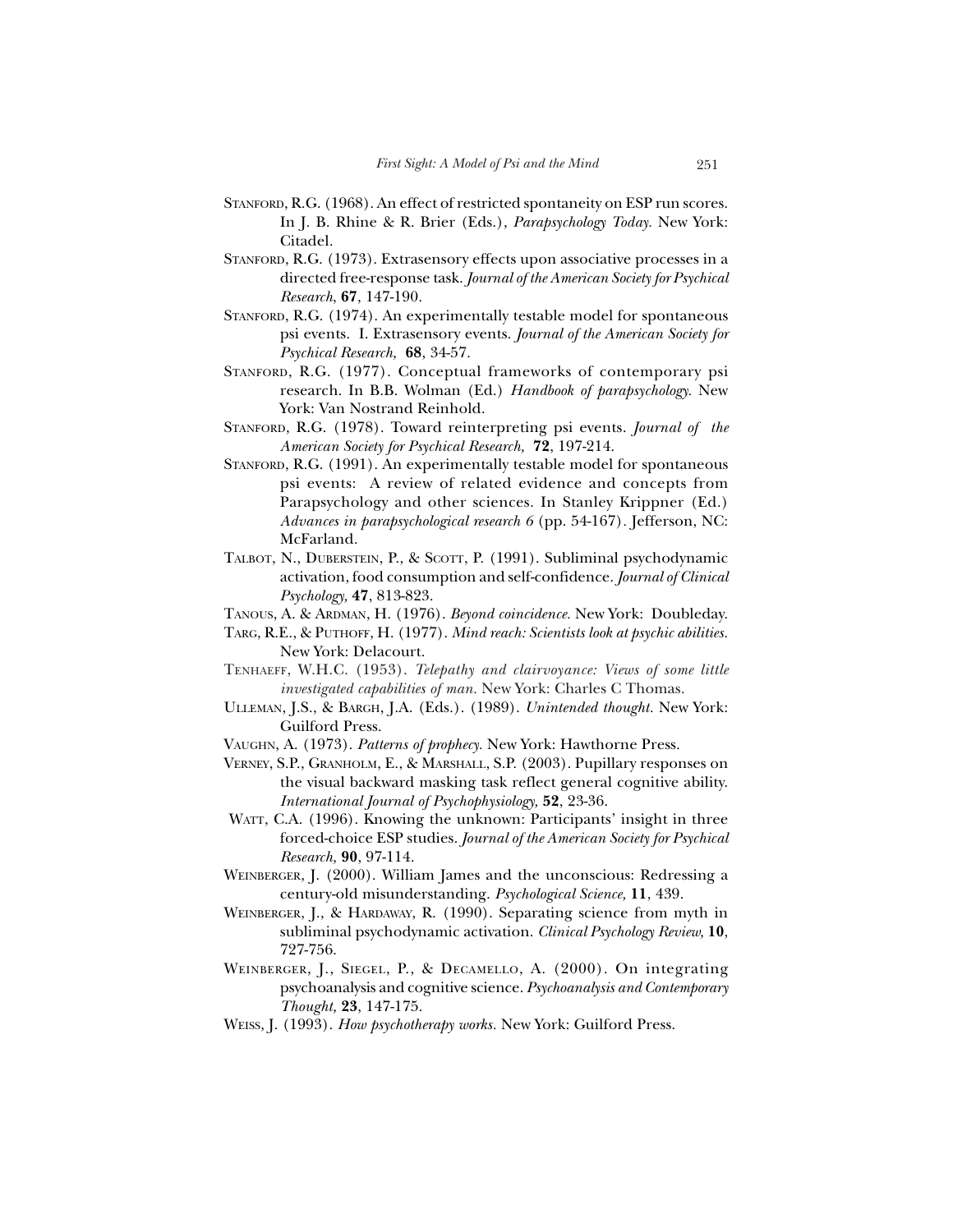Stanford, R.G. (1968). An effect of restricted spontaneity on ESP run scores. In J. B. Rhine & R. Brier (Eds.), *Parapsychology Today.* New York: Citadel.

Stanford, R.G. (1973). Extrasensory effects upon associative processes in a directed free-response task. *Journal of the American Society for Psychical Research,* **67**, 147-190.

Stanford, R.G. (1974). An experimentally testable model for spontaneous psi events. I. Extrasensory events. *Journal of the American Society for Psychical Research,* **68**, 34-57.

Stanford, R.G. (1977). Conceptual frameworks of contemporary psi research. In B.B. Wolman (Ed.) *Handbook of parapsychology.* New York: Van Nostrand Reinhold.

Stanford, R.G. (1978). Toward reinterpreting psi events. *Journal of the American Society for Psychical Research,* **72**, 197-214.

Stanford, R.G. (1991). An experimentally testable model for spontaneous psi events: A review of related evidence and concepts from Parapsychology and other sciences. In Stanley Krippner (Ed.) *Advances in parapsychological research 6* (pp. 54-167). Jefferson, NC: McFarland.

Talbot, N., Duberstein, P., & Scott, P. (1991). Subliminal psychodynamic activation, food consumption and self-confidence. *Journal of Clinical Psychology,* **47**, 813-823.

Tanous, A. & Ardman, H. (1976). *Beyond coincidence.* New York: Doubleday.

Targ, R.E., & Puthoff, H. (1977). *Mind reach: Scientists look at psychic abilities.* New York: Delacourt.

Tenhaeff, W.H.C. (1953). *Telepathy and clairvoyance: Views of some little investigated capabilities of man.* New York: Charles C Thomas.

Ulleman, J.S., & Bargh, J.A. (Eds.). (1989). *Unintended thought.* New York: Guilford Press.

Vaughn, A. (1973). *Patterns of prophecy.* New York: Hawthorne Press.

Verney, S.P., Granholm, E., & Marshall, S.P. (2003). Pupillary responses on the visual backward masking task reflect general cognitive ability. *International Journal of Psychophysiology,* **52**, 23-36.

Watt, C.A. (1996). Knowing the unknown: Participants' insight in three forced-choice ESP studies. *Journal of the American Society for Psychical Research,* **90**, 97-114.

Weinberger, J. (2000). William James and the unconscious: Redressing a century-old misunderstanding. *Psychological Science,* **11**, 439.

Weinberger, J., & Hardaway, R. (1990). Separating science from myth in subliminal psychodynamic activation. *Clinical Psychology Review,* **10**, 727-756.

Weinberger, J., Siegel, P., & Decamello, A. (2000). On integrating psychoanalysis and cognitive science. *Psychoanalysis and Contemporary Thought,* **23**, 147-175.

Weiss, J. (1993). *How psychotherapy works.* New York: Guilford Press.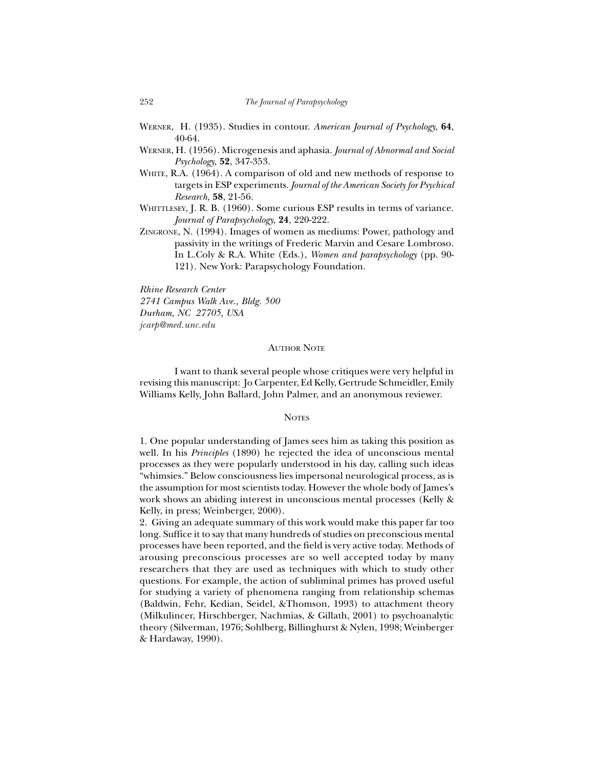Werner, H. (1935). Studies in contour. *American Journal of Psychology,* **64**, 40-64.

Werner, H. (1956). Microgenesis and aphasia. *Journal of Abnormal and Social Psychology,* **52**, 347-353.

White, R.A. (1964). A comparison of old and new methods of response to targets in ESP experiments. *Journal of the American Society for Psychical Research,* **58**, 21-56.

Whittlesey, J. R. B. (1960). Some curious ESP results in terms of variance. *Journal of Parapsychology,* **24**, 220-222.

Zingrone, N. (1994). Images of women as mediums: Power, pathology and passivity in the writings of Frederic Marvin and Cesare Lombroso. In L.Coly & R.A. White (Eds.), *Women and parapsychology* (pp. 90-121). New York: Parapsychology Foundation.

*Rhine Research Center*
*2741 Campus Walk Ave., Bldg. 500*
*Durham, NC 27705, USA*
*jcarp@med.unc.edu*

## Author Note

I want to thank several people whose critiques were very helpful in revising this manuscript: Jo Carpenter, Ed Kelly, Gertrude Schmeidler, Emily Williams Kelly, John Ballard, John Palmer, and an anonymous reviewer.

## Notes

1. One popular understanding of James sees him as taking this position as well. In his *Principles* (1890) he rejected the idea of unconscious mental processes as they were popularly understood in his day, calling such ideas "whimsies." Below consciousness lies impersonal neurological process, as is the assumption for most scientists today. However the whole body of James's work shows an abiding interest in unconscious mental processes (Kelly & Kelly, in press; Weinberger, 2000).

2. Giving an adequate summary of this work would make this paper far too long. Suffice it to say that many hundreds of studies on preconscious mental processes have been reported, and the field is very active today. Methods of arousing preconscious processes are so well accepted today by many researchers that they are used as techniques with which to study other questions. For example, the action of subliminal primes has proved useful for studying a variety of phenomena ranging from relationship schemas (Baldwin, Fehr, Kedian, Seidel, &Thomson, 1993) to attachment theory (Milkulincer, Hirschberger, Nachmias, & Gillath, 2001) to psychoanalytic theory (Silverman, 1976; Sohlberg, Billinghurst & Nylen, 1998; Weinberger & Hardaway, 1990).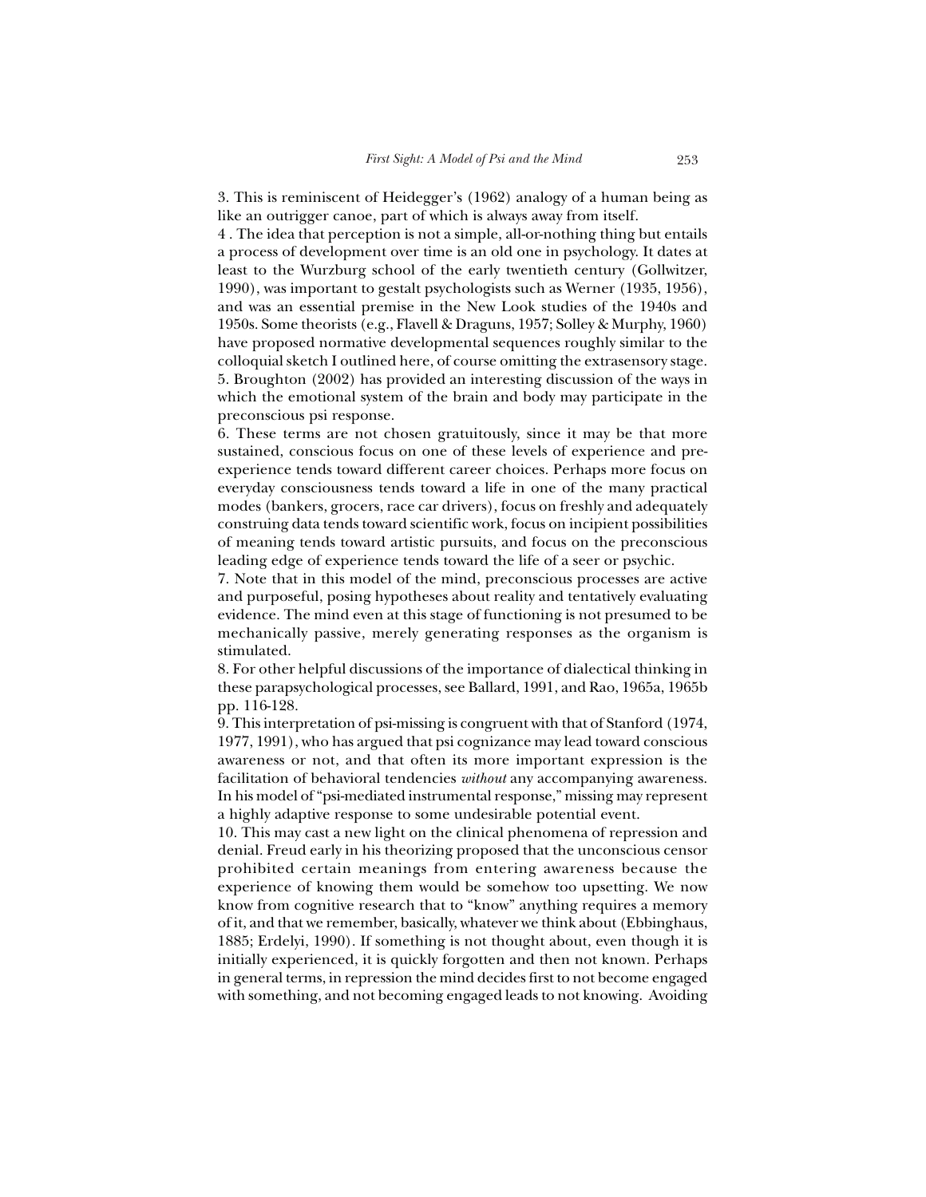3. This is reminiscent of Heidegger's (1962) analogy of a human being as like an outrigger canoe, part of which is always away from itself.

4 . The idea that perception is not a simple, all-or-nothing thing but entails a process of development over time is an old one in psychology. It dates at least to the Wurzburg school of the early twentieth century (Gollwitzer, 1990), was important to gestalt psychologists such as Werner (1935, 1956), and was an essential premise in the New Look studies of the 1940s and 1950s. Some theorists (e.g., Flavell & Draguns, 1957; Solley & Murphy, 1960) have proposed normative developmental sequences roughly similar to the colloquial sketch I outlined here, of course omitting the extrasensory stage.

5. Broughton (2002) has provided an interesting discussion of the ways in which the emotional system of the brain and body may participate in the preconscious psi response.

6. These terms are not chosen gratuitously, since it may be that more sustained, conscious focus on one of these levels of experience and pre-experience tends toward different career choices. Perhaps more focus on everyday consciousness tends toward a life in one of the many practical modes (bankers, grocers, race car drivers), focus on freshly and adequately construing data tends toward scientific work, focus on incipient possibilities of meaning tends toward artistic pursuits, and focus on the preconscious leading edge of experience tends toward the life of a seer or psychic.

7. Note that in this model of the mind, preconscious processes are active and purposeful, posing hypotheses about reality and tentatively evaluating evidence. The mind even at this stage of functioning is not presumed to be mechanically passive, merely generating responses as the organism is stimulated.

8. For other helpful discussions of the importance of dialectical thinking in these parapsychological processes, see Ballard, 1991, and Rao, 1965a, 1965b pp. 116-128.

9. This interpretation of psi-missing is congruent with that of Stanford (1974, 1977, 1991), who has argued that psi cognizance may lead toward conscious awareness or not, and that often its more important expression is the facilitation of behavioral tendencies *without* any accompanying awareness. In his model of "psi-mediated instrumental response," missing may represent a highly adaptive response to some undesirable potential event.

10. This may cast a new light on the clinical phenomena of repression and denial. Freud early in his theorizing proposed that the unconscious censor prohibited certain meanings from entering awareness because the experience of knowing them would be somehow too upsetting. We now know from cognitive research that to "know" anything requires a memory of it, and that we remember, basically, whatever we think about (Ebbinghaus, 1885; Erdelyi, 1990). If something is not thought about, even though it is initially experienced, it is quickly forgotten and then not known. Perhaps in general terms, in repression the mind decides first to not become engaged with something, and not becoming engaged leads to not knowing. Avoiding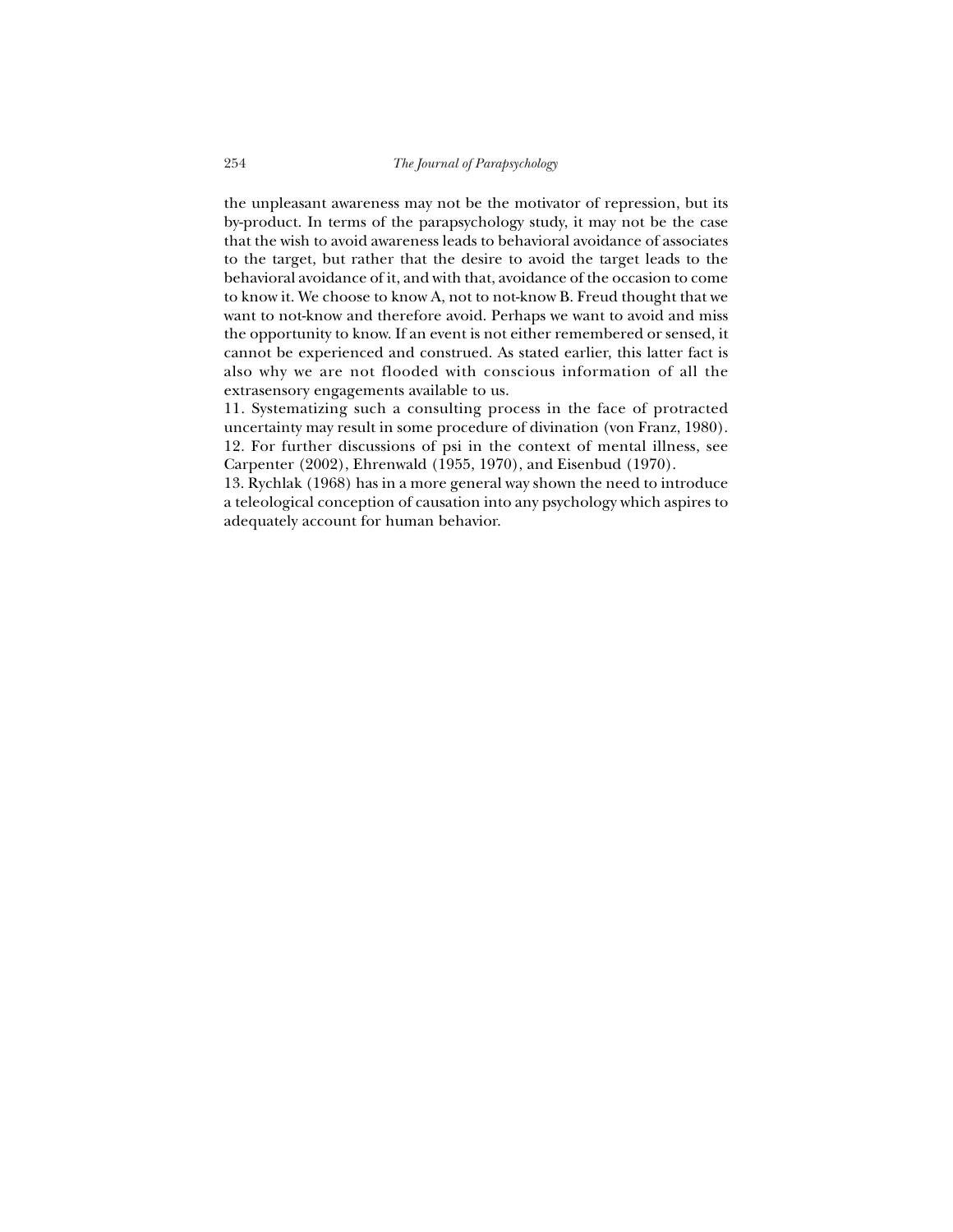the unpleasant awareness may not be the motivator of repression, but its by-product. In terms of the parapsychology study, it may not be the case that the wish to avoid awareness leads to behavioral avoidance of associates to the target, but rather that the desire to avoid the target leads to the behavioral avoidance of it, and with that, avoidance of the occasion to come to know it. We choose to know A, not to not-know B. Freud thought that we want to not-know and therefore avoid. Perhaps we want to avoid and miss the opportunity to know. If an event is not either remembered or sensed, it cannot be experienced and construed. As stated earlier, this latter fact is also why we are not flooded with conscious information of all the extrasensory engagements available to us.

11. Systematizing such a consulting process in the face of protracted uncertainty may result in some procedure of divination (von Franz, 1980).

12. For further discussions of psi in the context of mental illness, see Carpenter (2002), Ehrenwald (1955, 1970), and Eisenbud (1970).

13. Rychlak (1968) has in a more general way shown the need to introduce a teleological conception of causation into any psychology which aspires to adequately account for human behavior.